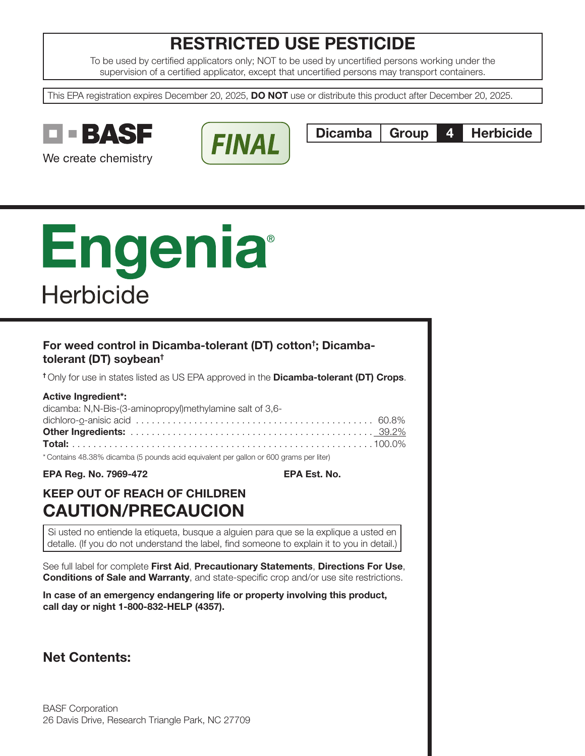# RESTRICTED USE PESTICIDE

To be used by certified applicators only; NOT to be used by uncertified persons working under the supervision of a certified applicator, except that uncertified persons may transport containers.

This EPA registration expires December 20, 2025, **DO NOT** use or distribute this product after December 20, 2025.

BASF

We create chemistry

FINAL

| Dicamba | Group | 4 | Herbicide |
|---|---|---|---|

# Engenia®

## Herbicide

**For weed control in Dicamba-tolerant (DT) cotton†; Dicamba-tolerant (DT) soybean†**

† Only for use in states listed as US EPA approved in the **Dicamba-tolerant (DT) Crops**.

**Active Ingredient*:**

| | |
|---|---|
| dicamba: N,N-Bis-(3-aminopropyl)methylamine salt of 3,6-dichloro-o-anisic acid | 60.8% |
| **Other Ingredients:** | 39.2% |
| **Total:** | 100.0% |

* Contains 48.38% dicamba (5 pounds acid equivalent per gallon or 600 grams per liter)

**EPA Reg. No. 7969-472** **EPA Est. No.**

## KEEP OUT OF REACH OF CHILDREN

## CAUTION/PRECAUCION

Si usted no entiende la etiqueta, busque a alguien para que se la explique a usted en detalle. (If you do not understand the label, find someone to explain it to you in detail.)

See full label for complete **First Aid**, **Precautionary Statements**, **Directions For Use**, **Conditions of Sale and Warranty**, and state-specific crop and/or use site restrictions.

**In case of an emergency endangering life or property involving this product, call day or night 1-800-832-HELP (4357).**

## Net Contents:

BASF Corporation
26 Davis Drive, Research Triangle Park, NC 27709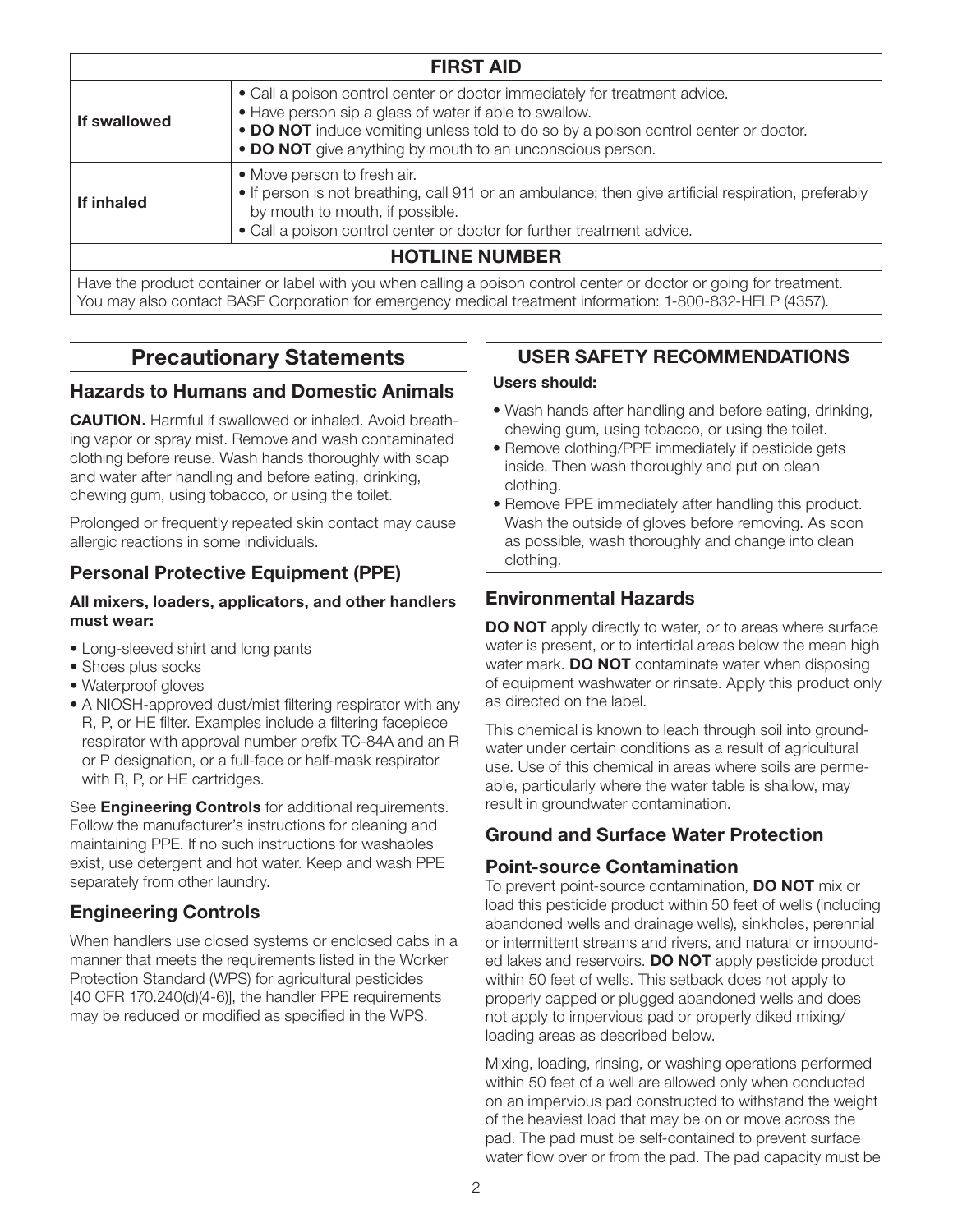| FIRST AID | |
|---|---|
| **If swallowed** | • Call a poison control center or doctor immediately for treatment advice.<br>• Have person sip a glass of water if able to swallow.<br>• **DO NOT** induce vomiting unless told to do so by a poison control center or doctor.<br>• **DO NOT** give anything by mouth to an unconscious person. |
| **If inhaled** | • Move person to fresh air.<br>• If person is not breathing, call 911 or an ambulance; then give artificial respiration, preferably by mouth to mouth, if possible.<br>• Call a poison control center or doctor for further treatment advice. |
| **HOTLINE NUMBER** | |
| Have the product container or label with you when calling a poison control center or doctor or going for treatment. You may also contact BASF Corporation for emergency medical treatment information: 1-800-832-HELP (4357). | |

## Precautionary Statements

### Hazards to Humans and Domestic Animals

**CAUTION.** Harmful if swallowed or inhaled. Avoid breathing vapor or spray mist. Remove and wash contaminated clothing before reuse. Wash hands thoroughly with soap and water after handling and before eating, drinking, chewing gum, using tobacco, or using the toilet.

Prolonged or frequently repeated skin contact may cause allergic reactions in some individuals.

### Personal Protective Equipment (PPE)

**All mixers, loaders, applicators, and other handlers must wear:**

- Long-sleeved shirt and long pants
- Shoes plus socks
- Waterproof gloves
- A NIOSH-approved dust/mist filtering respirator with any R, P, or HE filter. Examples include a filtering facepiece respirator with approval number prefix TC-84A and an R or P designation, or a full-face or half-mask respirator with R, P, or HE cartridges.

See **Engineering Controls** for additional requirements. Follow the manufacturer's instructions for cleaning and maintaining PPE. If no such instructions for washables exist, use detergent and hot water. Keep and wash PPE separately from other laundry.

### Engineering Controls

When handlers use closed systems or enclosed cabs in a manner that meets the requirements listed in the Worker Protection Standard (WPS) for agricultural pesticides [40 CFR 170.240(d)(4-6)], the handler PPE requirements may be reduced or modified as specified in the WPS.

### USER SAFETY RECOMMENDATIONS

**Users should:**

- Wash hands after handling and before eating, drinking, chewing gum, using tobacco, or using the toilet.
- Remove clothing/PPE immediately if pesticide gets inside. Then wash thoroughly and put on clean clothing.
- Remove PPE immediately after handling this product. Wash the outside of gloves before removing. As soon as possible, wash thoroughly and change into clean clothing.

### Environmental Hazards

**DO NOT** apply directly to water, or to areas where surface water is present, or to intertidal areas below the mean high water mark. **DO NOT** contaminate water when disposing of equipment washwater or rinsate. Apply this product only as directed on the label.

This chemical is known to leach through soil into groundwater under certain conditions as a result of agricultural use. Use of this chemical in areas where soils are permeable, particularly where the water table is shallow, may result in groundwater contamination.

### Ground and Surface Water Protection

#### Point-source Contamination

To prevent point-source contamination, **DO NOT** mix or load this pesticide product within 50 feet of wells (including abandoned wells and drainage wells), sinkholes, perennial or intermittent streams and rivers, and natural or impounded lakes and reservoirs. **DO NOT** apply pesticide product within 50 feet of wells. This setback does not apply to properly capped or plugged abandoned wells and does not apply to impervious pad or properly diked mixing/loading areas as described below.

Mixing, loading, rinsing, or washing operations performed within 50 feet of a well are allowed only when conducted on an impervious pad constructed to withstand the weight of the heaviest load that may be on or move across the pad. The pad must be self-contained to prevent surface water flow over or from the pad. The pad capacity must be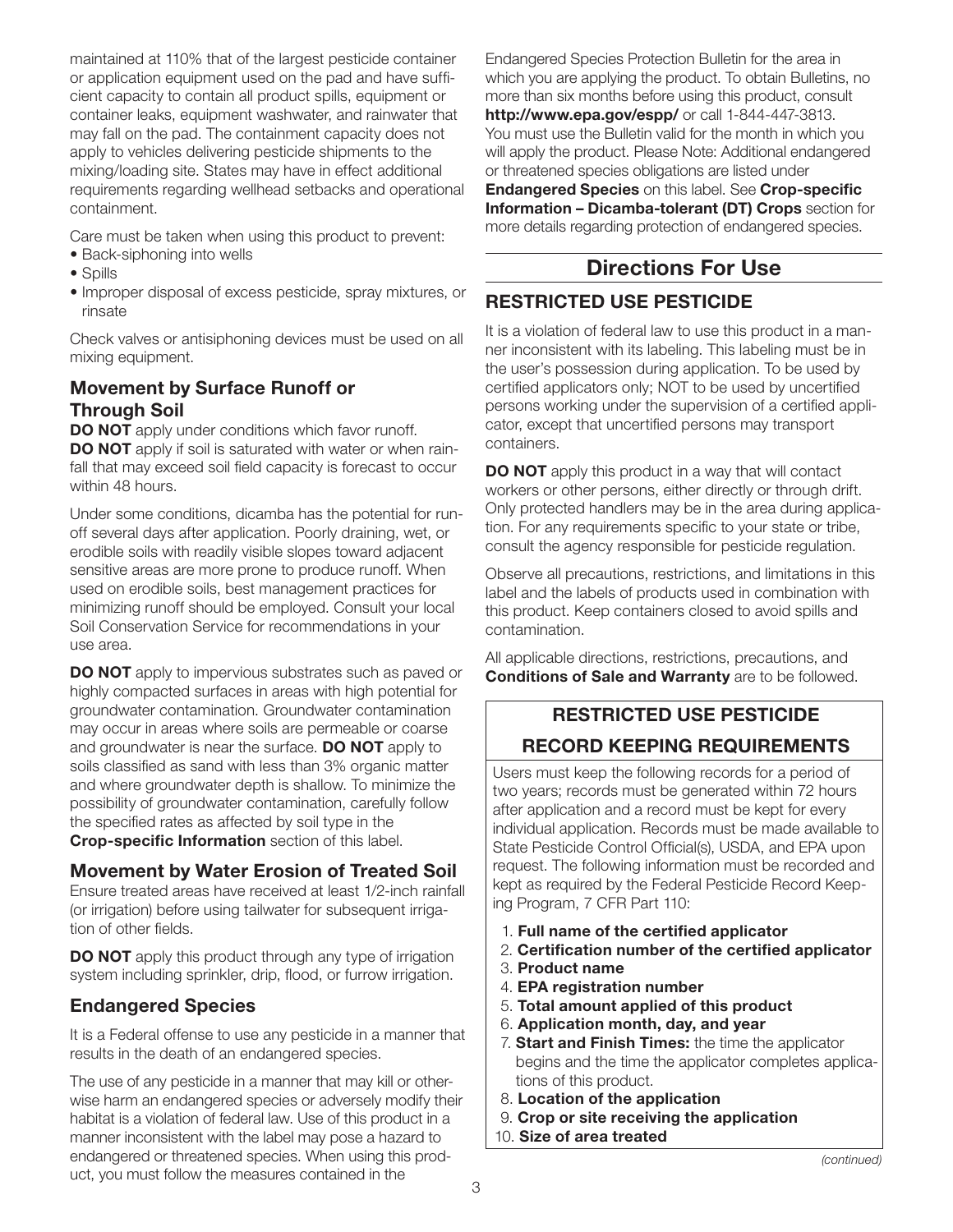maintained at 110% that of the largest pesticide container or application equipment used on the pad and have sufficient capacity to contain all product spills, equipment or container leaks, equipment washwater, and rainwater that may fall on the pad. The containment capacity does not apply to vehicles delivering pesticide shipments to the mixing/loading site. States may have in effect additional requirements regarding wellhead setbacks and operational containment.

Care must be taken when using this product to prevent:

- Back-siphoning into wells
- Spills
- Improper disposal of excess pesticide, spray mixtures, or rinsate

Check valves or antisiphoning devices must be used on all mixing equipment.

### Movement by Surface Runoff or Through Soil

**DO NOT** apply under conditions which favor runoff. **DO NOT** apply if soil is saturated with water or when rainfall that may exceed soil field capacity is forecast to occur within 48 hours.

Under some conditions, dicamba has the potential for runoff several days after application. Poorly draining, wet, or erodible soils with readily visible slopes toward adjacent sensitive areas are more prone to produce runoff. When used on erodible soils, best management practices for minimizing runoff should be employed. Consult your local Soil Conservation Service for recommendations in your use area.

**DO NOT** apply to impervious substrates such as paved or highly compacted surfaces in areas with high potential for groundwater contamination. Groundwater contamination may occur in areas where soils are permeable or coarse and groundwater is near the surface. **DO NOT** apply to soils classified as sand with less than 3% organic matter and where groundwater depth is shallow. To minimize the possibility of groundwater contamination, carefully follow the specified rates as affected by soil type in the **Crop-specific Information** section of this label.

### Movement by Water Erosion of Treated Soil

Ensure treated areas have received at least 1/2-inch rainfall (or irrigation) before using tailwater for subsequent irrigation of other fields.

**DO NOT** apply this product through any type of irrigation system including sprinkler, drip, flood, or furrow irrigation.

### Endangered Species

It is a Federal offense to use any pesticide in a manner that results in the death of an endangered species.

The use of any pesticide in a manner that may kill or otherwise harm an endangered species or adversely modify their habitat is a violation of federal law. Use of this product in a manner inconsistent with the label may pose a hazard to endangered or threatened species. When using this product, you must follow the measures contained in the Endangered Species Protection Bulletin for the area in which you are applying the product. To obtain Bulletins, no more than six months before using this product, consult **http://www.epa.gov/espp/** or call 1-844-447-3813. You must use the Bulletin valid for the month in which you will apply the product. Please Note: Additional endangered or threatened species obligations are listed under **Endangered Species** on this label. See **Crop-specific Information – Dicamba-tolerant (DT) Crops** section for more details regarding protection of endangered species.

## Directions For Use

### RESTRICTED USE PESTICIDE

It is a violation of federal law to use this product in a manner inconsistent with its labeling. This labeling must be in the user's possession during application. To be used by certified applicators only; NOT to be used by uncertified persons working under the supervision of a certified applicator, except that uncertified persons may transport containers.

**DO NOT** apply this product in a way that will contact workers or other persons, either directly or through drift. Only protected handlers may be in the area during application. For any requirements specific to your state or tribe, consult the agency responsible for pesticide regulation.

Observe all precautions, restrictions, and limitations in this label and the labels of products used in combination with this product. Keep containers closed to avoid spills and contamination.

All applicable directions, restrictions, precautions, and **Conditions of Sale and Warranty** are to be followed.

### RESTRICTED USE PESTICIDE RECORD KEEPING REQUIREMENTS

Users must keep the following records for a period of two years; records must be generated within 72 hours after application and a record must be kept for every individual application. Records must be made available to State Pesticide Control Official(s), USDA, and EPA upon request. The following information must be recorded and kept as required by the Federal Pesticide Record Keeping Program, 7 CFR Part 110:

1. **Full name of the certified applicator**
2. **Certification number of the certified applicator**
3. **Product name**
4. **EPA registration number**
5. **Total amount applied of this product**
6. **Application month, day, and year**
7. **Start and Finish Times:** the time the applicator begins and the time the applicator completes applications of this product.
8. **Location of the application**
9. **Crop or site receiving the application**
10. **Size of area treated**

*(continued)*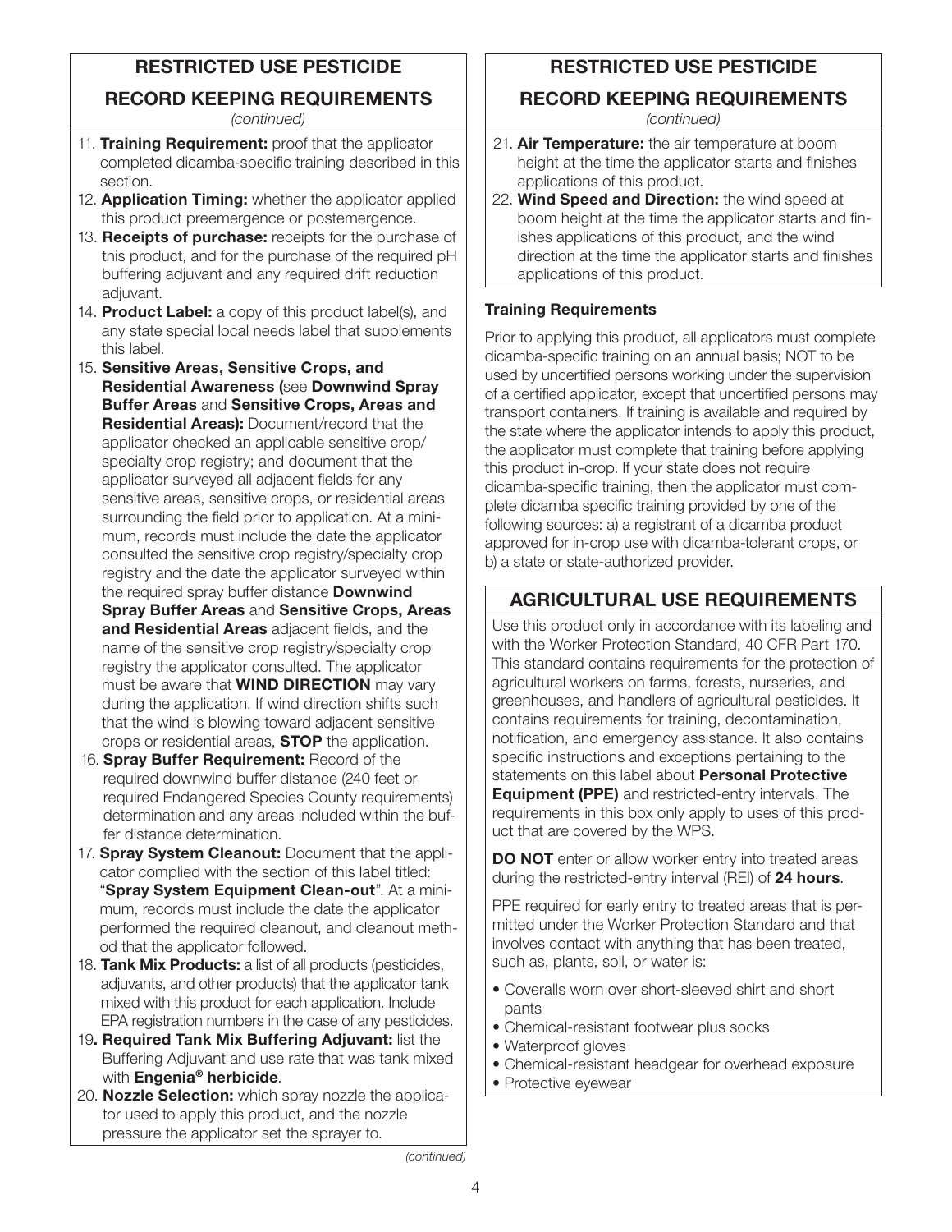## RESTRICTED USE PESTICIDE

## RECORD KEEPING REQUIREMENTS

*(continued)*

11. **Training Requirement:** proof that the applicator completed dicamba-specific training described in this section.
12. **Application Timing:** whether the applicator applied this product preemergence or postemergence.
13. **Receipts of purchase:** receipts for the purchase of this product, and for the purchase of the required pH buffering adjuvant and any required drift reduction adjuvant.
14. **Product Label:** a copy of this product label(s), and any state special local needs label that supplements this label.
15. **Sensitive Areas, Sensitive Crops, and Residential Awareness (**see **Downwind Spray Buffer Areas** and **Sensitive Crops, Areas and Residential Areas):** Document/record that the applicator checked an applicable sensitive crop/specialty crop registry; and document that the applicator surveyed all adjacent fields for any sensitive areas, sensitive crops, or residential areas surrounding the field prior to application. At a minimum, records must include the date the applicator consulted the sensitive crop registry/specialty crop registry and the date the applicator surveyed within the required spray buffer distance **Downwind Spray Buffer Areas** and **Sensitive Crops, Areas and Residential Areas** adjacent fields, and the name of the sensitive crop registry/specialty crop registry the applicator consulted. The applicator must be aware that **WIND DIRECTION** may vary during the application. If wind direction shifts such that the wind is blowing toward adjacent sensitive crops or residential areas, **STOP** the application.
16. **Spray Buffer Requirement:** Record of the required downwind buffer distance (240 feet or required Endangered Species County requirements) determination and any areas included within the buffer distance determination.
17. **Spray System Cleanout:** Document that the applicator complied with the section of this label titled: "**Spray System Equipment Clean-out**". At a minimum, records must include the date the applicator performed the required cleanout, and cleanout method that the applicator followed.
18. **Tank Mix Products:** a list of all products (pesticides, adjuvants, and other products) that the applicator tank mixed with this product for each application. Include EPA registration numbers in the case of any pesticides.
19. **Required Tank Mix Buffering Adjuvant:** list the Buffering Adjuvant and use rate that was tank mixed with **Engenia® herbicide**.
20. **Nozzle Selection:** which spray nozzle the applicator used to apply this product, and the nozzle pressure the applicator set the sprayer to.
21. **Air Temperature:** the air temperature at boom height at the time the applicator starts and finishes applications of this product.
22. **Wind Speed and Direction:** the wind speed at boom height at the time the applicator starts and finishes applications of this product, and the wind direction at the time the applicator starts and finishes applications of this product.

### Training Requirements

Prior to applying this product, all applicators must complete dicamba-specific training on an annual basis; NOT to be used by uncertified persons working under the supervision of a certified applicator, except that uncertified persons may transport containers. If training is available and required by the state where the applicator intends to apply this product, the applicator must complete that training before applying this product in-crop. If your state does not require dicamba-specific training, then the applicator must complete dicamba specific training provided by one of the following sources: a) a registrant of a dicamba product approved for in-crop use with dicamba-tolerant crops, or b) a state or state-authorized provider.

## AGRICULTURAL USE REQUIREMENTS

Use this product only in accordance with its labeling and with the Worker Protection Standard, 40 CFR Part 170. This standard contains requirements for the protection of agricultural workers on farms, forests, nurseries, and greenhouses, and handlers of agricultural pesticides. It contains requirements for training, decontamination, notification, and emergency assistance. It also contains specific instructions and exceptions pertaining to the statements on this label about **Personal Protective Equipment (PPE)** and restricted-entry intervals. The requirements in this box only apply to uses of this product that are covered by the WPS.

**DO NOT** enter or allow worker entry into treated areas during the restricted-entry interval (REI) of **24 hours**.

PPE required for early entry to treated areas that is permitted under the Worker Protection Standard and that involves contact with anything that has been treated, such as, plants, soil, or water is:

- Coveralls worn over short-sleeved shirt and short pants
- Chemical-resistant footwear plus socks
- Waterproof gloves
- Chemical-resistant headgear for overhead exposure
- Protective eyewear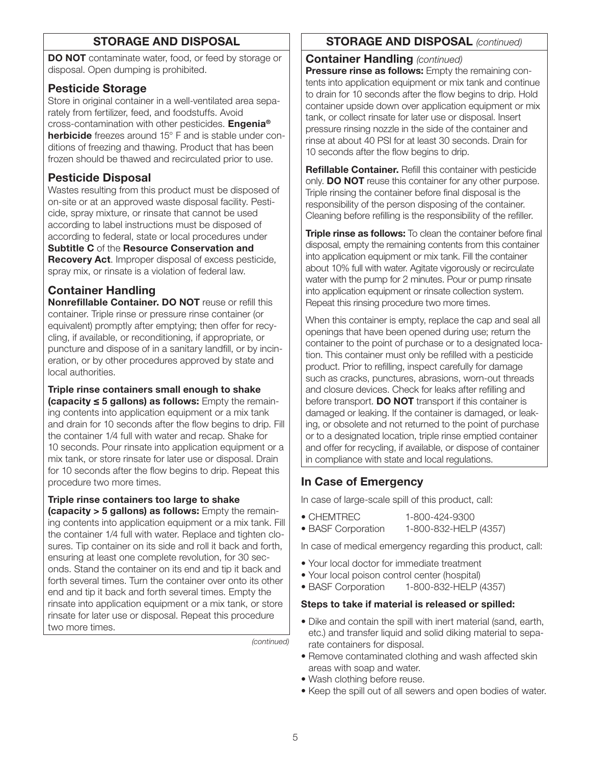## STORAGE AND DISPOSAL

**DO NOT** contaminate water, food, or feed by storage or disposal. Open dumping is prohibited.

### Pesticide Storage

Store in original container in a well-ventilated area separately from fertilizer, feed, and foodstuffs. Avoid cross-contamination with other pesticides. **Engenia® herbicide** freezes around 15° F and is stable under conditions of freezing and thawing. Product that has been frozen should be thawed and recirculated prior to use.

### Pesticide Disposal

Wastes resulting from this product must be disposed of on-site or at an approved waste disposal facility. Pesticide, spray mixture, or rinsate that cannot be used according to label instructions must be disposed of according to federal, state or local procedures under **Subtitle C** of the **Resource Conservation and Recovery Act**. Improper disposal of excess pesticide, spray mix, or rinsate is a violation of federal law.

### Container Handling

**Nonrefillable Container. DO NOT** reuse or refill this container. Triple rinse or pressure rinse container (or equivalent) promptly after emptying; then offer for recycling, if available, or reconditioning, if appropriate, or puncture and dispose of in a sanitary landfill, or by incineration, or by other procedures approved by state and local authorities.

**Triple rinse containers small enough to shake (capacity ≤ 5 gallons) as follows:** Empty the remaining contents into application equipment or a mix tank and drain for 10 seconds after the flow begins to drip. Fill the container 1/4 full with water and recap. Shake for 10 seconds. Pour rinsate into application equipment or a mix tank, or store rinsate for later use or disposal. Drain for 10 seconds after the flow begins to drip. Repeat this procedure two more times.

**Triple rinse containers too large to shake (capacity > 5 gallons) as follows:** Empty the remaining contents into application equipment or a mix tank. Fill the container 1/4 full with water. Replace and tighten closures. Tip container on its side and roll it back and forth, ensuring at least one complete revolution, for 30 seconds. Stand the container on its end and tip it back and forth several times. Turn the container over onto its other end and tip it back and forth several times. Empty the rinsate into application equipment or a mix tank, or store rinsate for later use or disposal. Repeat this procedure two more times.

**Pressure rinse as follows:** Empty the remaining contents into application equipment or mix tank and continue to drain for 10 seconds after the flow begins to drip. Hold container upside down over application equipment or mix tank, or collect rinsate for later use or disposal. Insert pressure rinsing nozzle in the side of the container and rinse at about 40 PSI for at least 30 seconds. Drain for 10 seconds after the flow begins to drip.

**Refillable Container.** Refill this container with pesticide only. **DO NOT** reuse this container for any other purpose. Triple rinsing the container before final disposal is the responsibility of the person disposing of the container. Cleaning before refilling is the responsibility of the refiller.

**Triple rinse as follows:** To clean the container before final disposal, empty the remaining contents from this container into application equipment or mix tank. Fill the container about 10% full with water. Agitate vigorously or recirculate water with the pump for 2 minutes. Pour or pump rinsate into application equipment or rinsate collection system. Repeat this rinsing procedure two more times.

When this container is empty, replace the cap and seal all openings that have been opened during use; return the container to the point of purchase or to a designated location. This container must only be refilled with a pesticide product. Prior to refilling, inspect carefully for damage such as cracks, punctures, abrasions, worn-out threads and closure devices. Check for leaks after refilling and before transport. **DO NOT** transport if this container is damaged or leaking. If the container is damaged, or leaking, or obsolete and not returned to the point of purchase or to a designated location, triple rinse emptied container and offer for recycling, if available, or dispose of container in compliance with state and local regulations.

## In Case of Emergency

In case of large-scale spill of this product, call:

- CHEMTREC 1-800-424-9300
- BASF Corporation 1-800-832-HELP (4357)

In case of medical emergency regarding this product, call:

- Your local doctor for immediate treatment
- Your local poison control center (hospital)
- BASF Corporation 1-800-832-HELP (4357)

**Steps to take if material is released or spilled:**

- Dike and contain the spill with inert material (sand, earth, etc.) and transfer liquid and solid diking material to separate containers for disposal.
- Remove contaminated clothing and wash affected skin areas with soap and water.
- Wash clothing before reuse.
- Keep the spill out of all sewers and open bodies of water.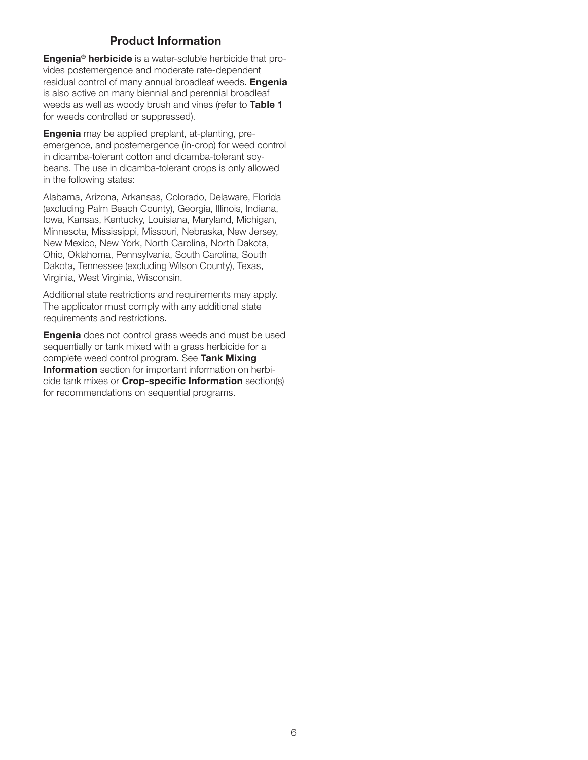## Product Information

**Engenia® herbicide** is a water-soluble herbicide that provides postemergence and moderate rate-dependent residual control of many annual broadleaf weeds. **Engenia** is also active on many biennial and perennial broadleaf weeds as well as woody brush and vines (refer to **Table 1** for weeds controlled or suppressed).

**Engenia** may be applied preplant, at-planting, preemergence, and postemergence (in-crop) for weed control in dicamba-tolerant cotton and dicamba-tolerant soybeans. The use in dicamba-tolerant crops is only allowed in the following states:

Alabama, Arizona, Arkansas, Colorado, Delaware, Florida (excluding Palm Beach County), Georgia, Illinois, Indiana, Iowa, Kansas, Kentucky, Louisiana, Maryland, Michigan, Minnesota, Mississippi, Missouri, Nebraska, New Jersey, New Mexico, New York, North Carolina, North Dakota, Ohio, Oklahoma, Pennsylvania, South Carolina, South Dakota, Tennessee (excluding Wilson County), Texas, Virginia, West Virginia, Wisconsin.

Additional state restrictions and requirements may apply. The applicator must comply with any additional state requirements and restrictions.

**Engenia** does not control grass weeds and must be used sequentially or tank mixed with a grass herbicide for a complete weed control program. See **Tank Mixing Information** section for important information on herbicide tank mixes or **Crop-specific Information** section(s) for recommendations on sequential programs.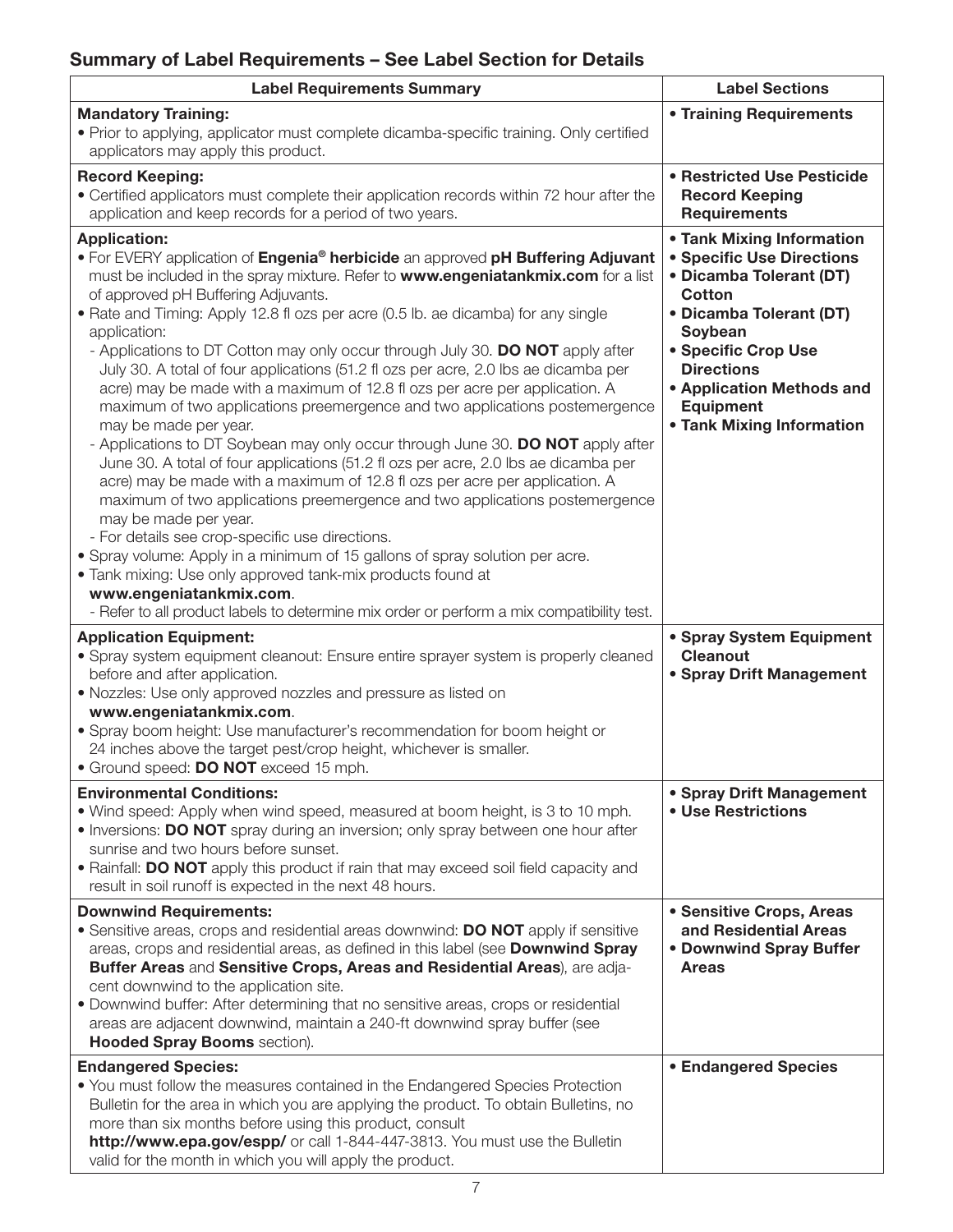## Summary of Label Requirements – See Label Section for Details

| Label Requirements Summary | Label Sections |
|---|---|
| **Mandatory Training:**<br>• Prior to applying, applicator must complete dicamba-specific training. Only certified applicators may apply this product. | • **Training Requirements** |
| **Record Keeping:**<br>• Certified applicators must complete their application records within 72 hour after the application and keep records for a period of two years. | • **Restricted Use Pesticide Record Keeping Requirements** |
| **Application:**<br>• For EVERY application of **Engenia® herbicide** an approved **pH Buffering Adjuvant** must be included in the spray mixture. Refer to **www.engeniatankmix.com** for a list of approved pH Buffering Adjuvants.<br>• Rate and Timing: Apply 12.8 fl ozs per acre (0.5 lb. ae dicamba) for any single application:<br>- Applications to DT Cotton may only occur through July 30. **DO NOT** apply after July 30. A total of four applications (51.2 fl ozs per acre, 2.0 lbs ae dicamba per acre) may be made with a maximum of 12.8 fl ozs per acre per application. A maximum of two applications preemergence and two applications postemergence may be made per year.<br>- Applications to DT Soybean may only occur through June 30. **DO NOT** apply after June 30. A total of four applications (51.2 fl ozs per acre, 2.0 lbs ae dicamba per acre) may be made with a maximum of 12.8 fl ozs per acre per application. A maximum of two applications preemergence and two applications postemergence may be made per year.<br>- For details see crop-specific use directions.<br>• Spray volume: Apply in a minimum of 15 gallons of spray solution per acre.<br>• Tank mixing: Use only approved tank-mix products found at **www.engeniatankmix.com**.<br>- Refer to all product labels to determine mix order or perform a mix compatibility test. | • **Tank Mixing Information**<br>• **Specific Use Directions**<br>• **Dicamba Tolerant (DT) Cotton**<br>• **Dicamba Tolerant (DT) Soybean**<br>• **Specific Crop Use Directions**<br>• **Application Methods and Equipment**<br>• **Tank Mixing Information** |
| **Application Equipment:**<br>• Spray system equipment cleanout: Ensure entire sprayer system is properly cleaned before and after application.<br>• Nozzles: Use only approved nozzles and pressure as listed on **www.engeniatankmix.com**.<br>• Spray boom height: Use manufacturer's recommendation for boom height or 24 inches above the target pest/crop height, whichever is smaller.<br>• Ground speed: **DO NOT** exceed 15 mph. | • **Spray System Equipment Cleanout**<br>• **Spray Drift Management** |
| **Environmental Conditions:**<br>• Wind speed: Apply when wind speed, measured at boom height, is 3 to 10 mph.<br>• Inversions: **DO NOT** spray during an inversion; only spray between one hour after sunrise and two hours before sunset.<br>• Rainfall: **DO NOT** apply this product if rain that may exceed soil field capacity and result in soil runoff is expected in the next 48 hours. | • **Spray Drift Management**<br>• **Use Restrictions** |
| **Downwind Requirements:**<br>• Sensitive areas, crops and residential areas downwind: **DO NOT** apply if sensitive areas, crops and residential areas, as defined in this label (see **Downwind Spray Buffer Areas** and **Sensitive Crops, Areas and Residential Areas**), are adjacent downwind to the application site.<br>• Downwind buffer: After determining that no sensitive areas, crops or residential areas are adjacent downwind, maintain a 240-ft downwind spray buffer (see **Hooded Spray Booms** section). | • **Sensitive Crops, Areas and Residential Areas**<br>• **Downwind Spray Buffer Areas** |
| **Endangered Species:**<br>• You must follow the measures contained in the Endangered Species Protection Bulletin for the area in which you are applying the product. To obtain Bulletins, no more than six months before using this product, consult **http://www.epa.gov/espp/** or call 1-844-447-3813. You must use the Bulletin valid for the month in which you will apply the product. | • **Endangered Species** |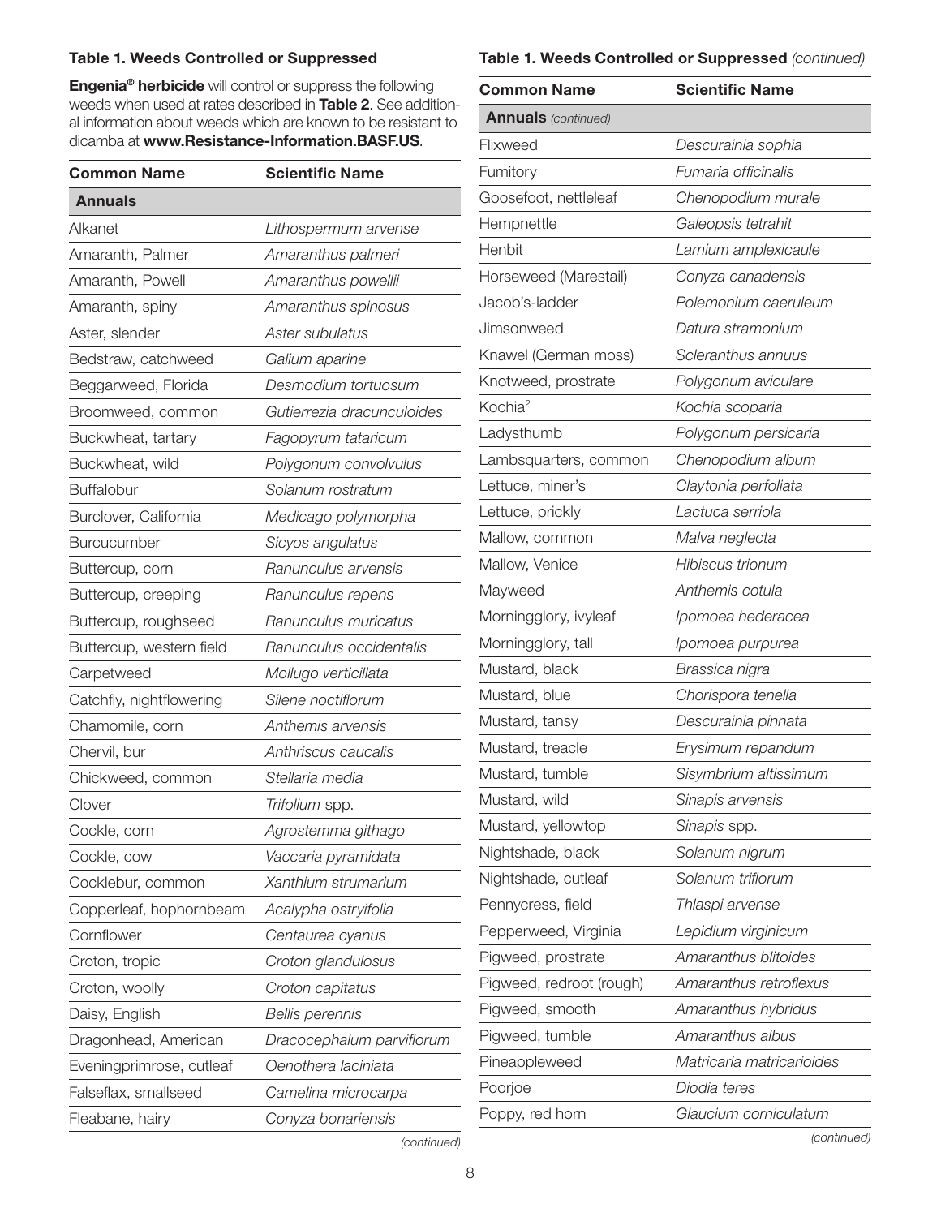**Table 1. Weeds Controlled or Suppressed**

**Engenia® herbicide** will control or suppress the following weeds when used at rates described in **Table 2**. See additional information about weeds which are known to be resistant to dicamba at **www.Resistance-Information.BASF.US**.

| Common Name | Scientific Name |
|---|---|
| **Annuals** | |
| Alkanet | *Lithospermum arvense* |
| Amaranth, Palmer | *Amaranthus palmeri* |
| Amaranth, Powell | *Amaranthus powellii* |
| Amaranth, spiny | *Amaranthus spinosus* |
| Aster, slender | *Aster subulatus* |
| Bedstraw, catchweed | *Galium aparine* |
| Beggarweed, Florida | *Desmodium tortuosum* |
| Broomweed, common | *Gutierrezia dracunculoides* |
| Buckwheat, tartary | *Fagopyrum tataricum* |
| Buckwheat, wild | *Polygonum convolvulus* |
| Buffalobur | *Solanum rostratum* |
| Burclover, California | *Medicago polymorpha* |
| Burcucumber | *Sicyos angulatus* |
| Buttercup, corn | *Ranunculus arvensis* |
| Buttercup, creeping | *Ranunculus repens* |
| Buttercup, roughseed | *Ranunculus muricatus* |
| Buttercup, western field | *Ranunculus occidentalis* |
| Carpetweed | *Mollugo verticillata* |
| Catchfly, nightflowering | *Silene noctiflorum* |
| Chamomile, corn | *Anthemis arvensis* |
| Chervil, bur | *Anthriscus caucalis* |
| Chickweed, common | *Stellaria media* |
| Clover | *Trifolium* spp. |
| Cockle, corn | *Agrostemma githago* |
| Cockle, cow | *Vaccaria pyramidata* |
| Cocklebur, common | *Xanthium strumarium* |
| Copperleaf, hophornbeam | *Acalypha ostryifolia* |
| Cornflower | *Centaurea cyanus* |
| Croton, tropic | *Croton glandulosus* |
| Croton, woolly | *Croton capitatus* |
| Daisy, English | *Bellis perennis* |
| Dragonhead, American | *Dracocephalum parviflorum* |
| Eveningprimrose, cutleaf | *Oenothera laciniata* |
| Falseflax, smallseed | *Camelina microcarpa* |
| Fleabane, hairy | *Conyza bonariensis* |
| Flixweed | *Descurainia sophia* |
| Fumitory | *Fumaria officinalis* |
| Goosefoot, nettleleaf | *Chenopodium murale* |
| Hempnettle | *Galeopsis tetrahit* |
| Henbit | *Lamium amplexicaule* |
| Horseweed (Marestail) | *Conyza canadensis* |
| Jacob's-ladder | *Polemonium caeruleum* |
| Jimsonweed | *Datura stramonium* |
| Knawel (German moss) | *Scleranthus annuus* |
| Knotweed, prostrate | *Polygonum aviculare* |
| Kochia[2] | *Kochia scoparia* |
| Ladysthumb | *Polygonum persicaria* |
| Lambsquarters, common | *Chenopodium album* |
| Lettuce, miner's | *Claytonia perfoliata* |
| Lettuce, prickly | *Lactuca serriola* |
| Mallow, common | *Malva neglecta* |
| Mallow, Venice | *Hibiscus trionum* |
| Mayweed | *Anthemis cotula* |
| Morningglory, ivyleaf | *Ipomoea hederacea* |
| Morningglory, tall | *Ipomoea purpurea* |
| Mustard, black | *Brassica nigra* |
| Mustard, blue | *Chorispora tenella* |
| Mustard, tansy | *Descurainia pinnata* |
| Mustard, treacle | *Erysimum repandum* |
| Mustard, tumble | *Sisymbrium altissimum* |
| Mustard, wild | *Sinapis arvensis* |
| Mustard, yellowtop | *Sinapis* spp. |
| Nightshade, black | *Solanum nigrum* |
| Nightshade, cutleaf | *Solanum triflorum* |
| Pennycress, field | *Thlaspi arvense* |
| Pepperweed, Virginia | *Lepidium virginicum* |
| Pigweed, prostrate | *Amaranthus blitoides* |
| Pigweed, redroot (rough) | *Amaranthus retroflexus* |
| Pigweed, smooth | *Amaranthus hybridus* |
| Pigweed, tumble | *Amaranthus albus* |
| Pineappleweed | *Matricaria matricarioides* |
| Poorjoe | *Diodia teres* |
| Poppy, red horn | *Glaucium corniculatum* |

*(continued)*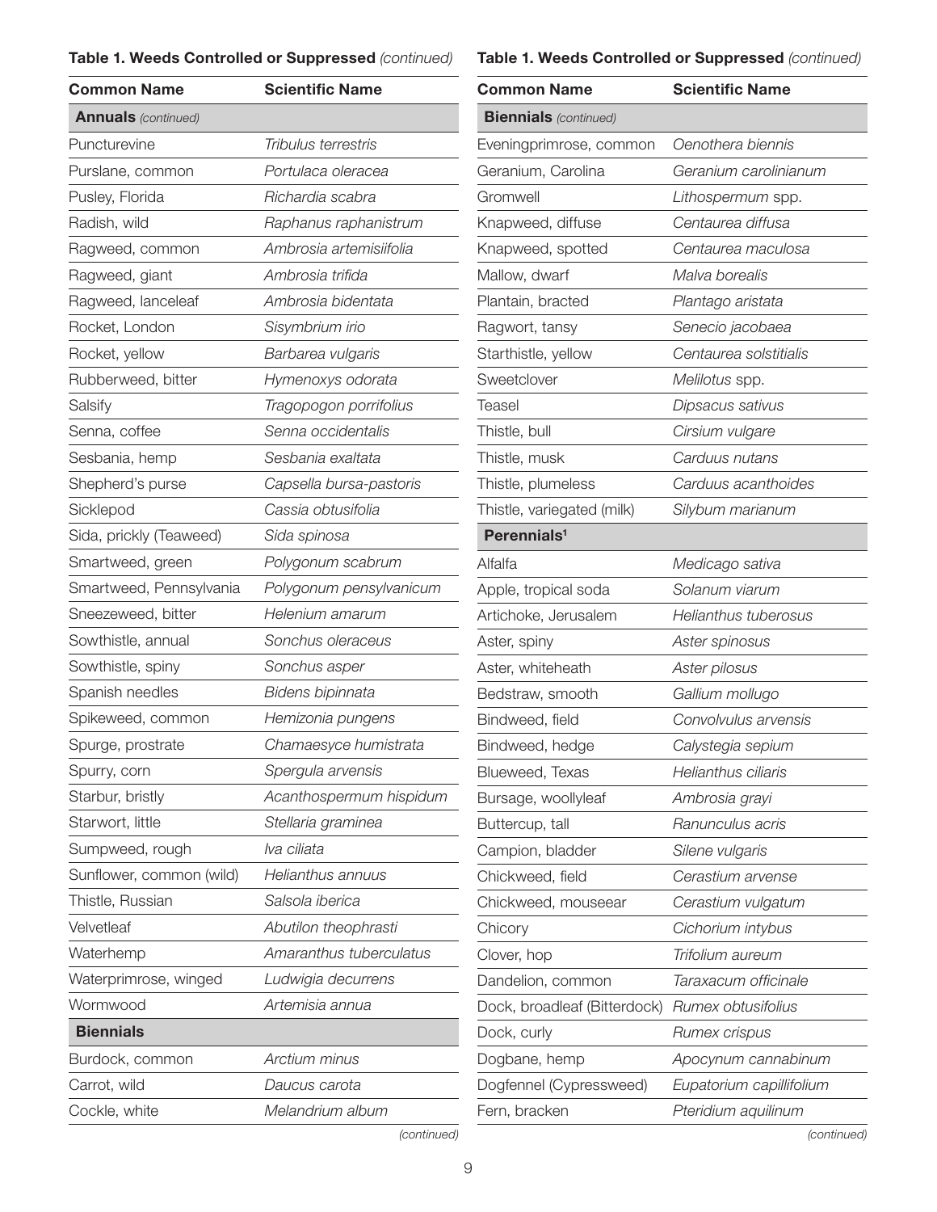**Table 1. Weeds Controlled or Suppressed** *(continued)*

| Common Name | Scientific Name |
|---|---|
| **Annuals** *(continued)* | |
| Puncturevine | *Tribulus terrestris* |
| Purslane, common | *Portulaca oleracea* |
| Pusley, Florida | *Richardia scabra* |
| Radish, wild | *Raphanus raphanistrum* |
| Ragweed, common | *Ambrosia artemisiifolia* |
| Ragweed, giant | *Ambrosia trifida* |
| Ragweed, lanceleaf | *Ambrosia bidentata* |
| Rocket, London | *Sisymbrium irio* |
| Rocket, yellow | *Barbarea vulgaris* |
| Rubberweed, bitter | *Hymenoxys odorata* |
| Salsify | *Tragopogon porrifolius* |
| Senna, coffee | *Senna occidentalis* |
| Sesbania, hemp | *Sesbania exaltata* |
| Shepherd's purse | *Capsella bursa-pastoris* |
| Sicklepod | *Cassia obtusifolia* |
| Sida, prickly (Teaweed) | *Sida spinosa* |
| Smartweed, green | *Polygonum scabrum* |
| Smartweed, Pennsylvania | *Polygonum pensylvanicum* |
| Sneezeweed, bitter | *Helenium amarum* |
| Sowthistle, annual | *Sonchus oleraceus* |
| Sowthistle, spiny | *Sonchus asper* |
| Spanish needles | *Bidens bipinnata* |
| Spikeweed, common | *Hemizonia pungens* |
| Spurge, prostrate | *Chamaesyce humistrata* |
| Spurry, corn | *Spergula arvensis* |
| Starbur, bristly | *Acanthospermum hispidum* |
| Starwort, little | *Stellaria graminea* |
| Sumpweed, rough | *Iva ciliata* |
| Sunflower, common (wild) | *Helianthus annuus* |
| Thistle, Russian | *Salsola iberica* |
| Velvetleaf | *Abutilon theophrasti* |
| Waterhemp | *Amaranthus tuberculatus* |
| Waterprimrose, winged | *Ludwigia decurrens* |
| Wormwood | *Artemisia annua* |
| **Biennials** | |
| Burdock, common | *Arctium minus* |
| Carrot, wild | *Daucus carota* |
| Cockle, white | *Melandrium album* |

*(continued)*

**Table 1. Weeds Controlled or Suppressed** *(continued)*

| Common Name | Scientific Name |
|---|---|
| **Biennials** *(continued)* | |
| Eveningprimrose, common | *Oenothera biennis* |
| Geranium, Carolina | *Geranium carolinianum* |
| Gromwell | *Lithospermum* spp. |
| Knapweed, diffuse | *Centaurea diffusa* |
| Knapweed, spotted | *Centaurea maculosa* |
| Mallow, dwarf | *Malva borealis* |
| Plantain, bracted | *Plantago aristata* |
| Ragwort, tansy | *Senecio jacobaea* |
| Starthistle, yellow | *Centaurea solstitialis* |
| Sweetclover | *Melilotus* spp. |
| Teasel | *Dipsacus sativus* |
| Thistle, bull | *Cirsium vulgare* |
| Thistle, musk | *Carduus nutans* |
| Thistle, plumeless | *Carduus acanthoides* |
| Thistle, variegated (milk) | *Silybum marianum* |
| **Perennials**[1] | |
| Alfalfa | *Medicago sativa* |
| Apple, tropical soda | *Solanum viarum* |
| Artichoke, Jerusalem | *Helianthus tuberosus* |
| Aster, spiny | *Aster spinosus* |
| Aster, whiteheath | *Aster pilosus* |
| Bedstraw, smooth | *Gallium mollugo* |
| Bindweed, field | *Convolvulus arvensis* |
| Bindweed, hedge | *Calystegia sepium* |
| Blueweed, Texas | *Helianthus ciliaris* |
| Bursage, woollyleaf | *Ambrosia grayi* |
| Buttercup, tall | *Ranunculus acris* |
| Campion, bladder | *Silene vulgaris* |
| Chickweed, field | *Cerastium arvense* |
| Chickweed, mouseear | *Cerastium vulgatum* |
| Chicory | *Cichorium intybus* |
| Clover, hop | *Trifolium aureum* |
| Dandelion, common | *Taraxacum officinale* |
| Dock, broadleaf (Bitterdock) | *Rumex obtusifolius* |
| Dock, curly | *Rumex crispus* |
| Dogbane, hemp | *Apocynum cannabinum* |
| Dogfennel (Cypressweed) | *Eupatorium capillifolium* |
| Fern, bracken | *Pteridium aquilinum* |

*(continued)*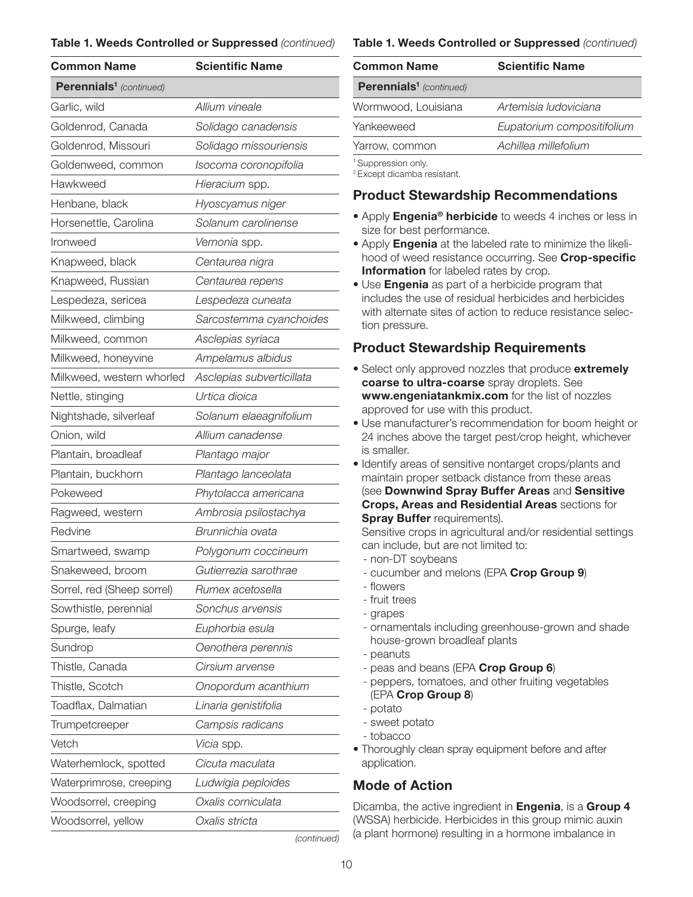**Table 1. Weeds Controlled or Suppressed** *(continued)*

| Common Name | Scientific Name |
|---|---|
| **Perennials[1]** *(continued)* | |
| Garlic, wild | *Allium vineale* |
| Goldenrod, Canada | *Solidago canadensis* |
| Goldenrod, Missouri | *Solidago missouriensis* |
| Goldenweed, common | *Isocoma coronopifolia* |
| Hawkweed | *Hieracium* spp. |
| Henbane, black | *Hyoscyamus niger* |
| Horsenettle, Carolina | *Solanum carolinense* |
| Ironweed | *Vernonia* spp. |
| Knapweed, black | *Centaurea nigra* |
| Knapweed, Russian | *Centaurea repens* |
| Lespedeza, sericea | *Lespedeza cuneata* |
| Milkweed, climbing | *Sarcostemma cyanchoides* |
| Milkweed, common | *Asclepias syriaca* |
| Milkweed, honeyvine | *Ampelamus albidus* |
| Milkweed, western whorled | *Asclepias subverticillata* |
| Nettle, stinging | *Urtica dioica* |
| Nightshade, silverleaf | *Solanum elaeagnifolium* |
| Onion, wild | *Allium canadense* |
| Plantain, broadleaf | *Plantago major* |
| Plantain, buckhorn | *Plantago lanceolata* |
| Pokeweed | *Phytolacca americana* |
| Ragweed, western | *Ambrosia psilostachya* |
| Redvine | *Brunnichia ovata* |
| Smartweed, swamp | *Polygonum coccineum* |
| Snakeweed, broom | *Gutierrezia sarothrae* |
| Sorrel, red (Sheep sorrel) | *Rumex acetosella* |
| Sowthistle, perennial | *Sonchus arvensis* |
| Spurge, leafy | *Euphorbia esula* |
| Sundrop | *Oenothera perennis* |
| Thistle, Canada | *Cirsium arvense* |
| Thistle, Scotch | *Onopordum acanthium* |
| Toadflax, Dalmatian | *Linaria genistifolia* |
| Trumpetcreeper | *Campsis radicans* |
| Vetch | *Vicia* spp. |
| Waterhemlock, spotted | *Cicuta maculata* |
| Waterprimrose, creeping | *Ludwigia peploides* |
| Woodsorrel, creeping | *Oxalis corniculata* |
| Woodsorrel, yellow | *Oxalis stricta* |
| Wormwood, Louisiana | *Artemisia ludoviciana* |
| Yankeeweed | *Eupatorium compositifolium* |
| Yarrow, common | *Achillea millefolium* |

[1] Suppression only.
[2] Except dicamba resistant.

## Product Stewardship Recommendations

- Apply **Engenia® herbicide** to weeds 4 inches or less in size for best performance.
- Apply **Engenia** at the labeled rate to minimize the likelihood of weed resistance occurring. See **Crop-specific Information** for labeled rates by crop.
- Use **Engenia** as part of a herbicide program that includes the use of residual herbicides and herbicides with alternate sites of action to reduce resistance selection pressure.

## Product Stewardship Requirements

- Select only approved nozzles that produce **extremely coarse to ultra-coarse** spray droplets. See **www.engeniatankmix.com** for the list of nozzles approved for use with this product.
- Use manufacturer's recommendation for boom height or 24 inches above the target pest/crop height, whichever is smaller.
- Identify areas of sensitive nontarget crops/plants and maintain proper setback distance from these areas (see **Downwind Spray Buffer Areas** and **Sensitive Crops, Areas and Residential Areas** sections for **Spray Buffer** requirements).

  Sensitive crops in agricultural and/or residential settings can include, but are not limited to:
  - non-DT soybeans
  - cucumber and melons (EPA **Crop Group 9**)
  - flowers
  - fruit trees
  - grapes
  - ornamentals including greenhouse-grown and shade house-grown broadleaf plants
  - peanuts
  - peas and beans (EPA **Crop Group 6**)
  - peppers, tomatoes, and other fruiting vegetables (EPA **Crop Group 8**)
  - potato
  - sweet potato
  - tobacco
- Thoroughly clean spray equipment before and after application.

## Mode of Action

Dicamba, the active ingredient in **Engenia**, is a **Group 4** (WSSA) herbicide. Herbicides in this group mimic auxin (a plant hormone) resulting in a hormone imbalance in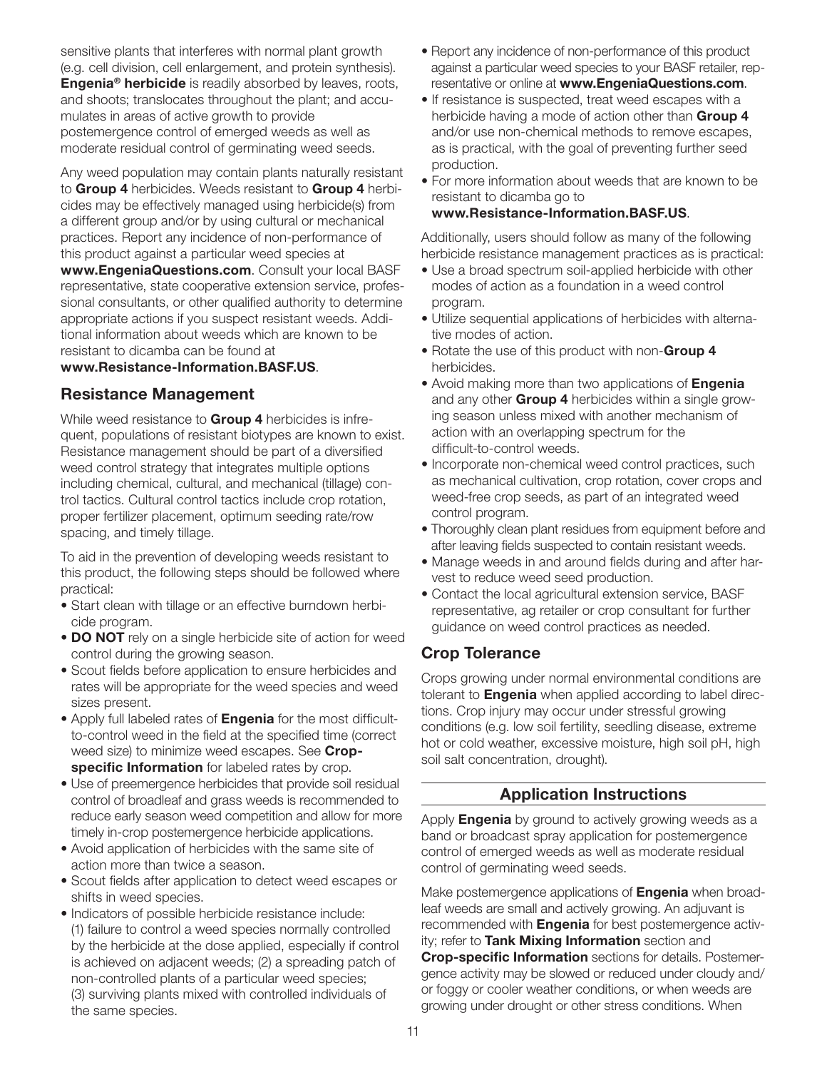sensitive plants that interferes with normal plant growth (e.g. cell division, cell enlargement, and protein synthesis). **Engenia® herbicide** is readily absorbed by leaves, roots, and shoots; translocates throughout the plant; and accumulates in areas of active growth to provide postemergence control of emerged weeds as well as moderate residual control of germinating weed seeds.

Any weed population may contain plants naturally resistant to **Group 4** herbicides. Weeds resistant to **Group 4** herbicides may be effectively managed using herbicide(s) from a different group and/or by using cultural or mechanical practices. Report any incidence of non-performance of this product against a particular weed species at **www.EngeniaQuestions.com**. Consult your local BASF representative, state cooperative extension service, professional consultants, or other qualified authority to determine appropriate actions if you suspect resistant weeds. Additional information about weeds which are known to be resistant to dicamba can be found at **www.Resistance-Information.BASF.US**.

## Resistance Management

While weed resistance to **Group 4** herbicides is infrequent, populations of resistant biotypes are known to exist. Resistance management should be part of a diversified weed control strategy that integrates multiple options including chemical, cultural, and mechanical (tillage) control tactics. Cultural control tactics include crop rotation, proper fertilizer placement, optimum seeding rate/row spacing, and timely tillage.

To aid in the prevention of developing weeds resistant to this product, the following steps should be followed where practical:

- Start clean with tillage or an effective burndown herbicide program.
- **DO NOT** rely on a single herbicide site of action for weed control during the growing season.
- Scout fields before application to ensure herbicides and rates will be appropriate for the weed species and weed sizes present.
- Apply full labeled rates of **Engenia** for the most difficult-to-control weed in the field at the specified time (correct weed size) to minimize weed escapes. See **Crop-specific Information** for labeled rates by crop.
- Use of preemergence herbicides that provide soil residual control of broadleaf and grass weeds is recommended to reduce early season weed competition and allow for more timely in-crop postemergence herbicide applications.
- Avoid application of herbicides with the same site of action more than twice a season.
- Scout fields after application to detect weed escapes or shifts in weed species.
- Indicators of possible herbicide resistance include: (1) failure to control a weed species normally controlled by the herbicide at the dose applied, especially if control is achieved on adjacent weeds; (2) a spreading patch of non-controlled plants of a particular weed species; (3) surviving plants mixed with controlled individuals of the same species.
- Report any incidence of non-performance of this product against a particular weed species to your BASF retailer, representative or online at **www.EngeniaQuestions.com**.
- If resistance is suspected, treat weed escapes with a herbicide having a mode of action other than **Group 4** and/or use non-chemical methods to remove escapes, as is practical, with the goal of preventing further seed production.
- For more information about weeds that are known to be resistant to dicamba go to **www.Resistance-Information.BASF.US**.

Additionally, users should follow as many of the following herbicide resistance management practices as is practical:

- Use a broad spectrum soil-applied herbicide with other modes of action as a foundation in a weed control program.
- Utilize sequential applications of herbicides with alternative modes of action.
- Rotate the use of this product with non-**Group 4** herbicides.
- Avoid making more than two applications of **Engenia** and any other **Group 4** herbicides within a single growing season unless mixed with another mechanism of action with an overlapping spectrum for the difficult-to-control weeds.
- Incorporate non-chemical weed control practices, such as mechanical cultivation, crop rotation, cover crops and weed-free crop seeds, as part of an integrated weed control program.
- Thoroughly clean plant residues from equipment before and after leaving fields suspected to contain resistant weeds.
- Manage weeds in and around fields during and after harvest to reduce weed seed production.
- Contact the local agricultural extension service, BASF representative, ag retailer or crop consultant for further guidance on weed control practices as needed.

## Crop Tolerance

Crops growing under normal environmental conditions are tolerant to **Engenia** when applied according to label directions. Crop injury may occur under stressful growing conditions (e.g. low soil fertility, seedling disease, extreme hot or cold weather, excessive moisture, high soil pH, high soil salt concentration, drought).

# Application Instructions

Apply **Engenia** by ground to actively growing weeds as a band or broadcast spray application for postemergence control of emerged weeds as well as moderate residual control of germinating weed seeds.

Make postemergence applications of **Engenia** when broadleaf weeds are small and actively growing. An adjuvant is recommended with **Engenia** for best postemergence activity; refer to **Tank Mixing Information** section and **Crop-specific Information** sections for details. Postemergence activity may be slowed or reduced under cloudy and/or foggy or cooler weather conditions, or when weeds are growing under drought or other stress conditions. When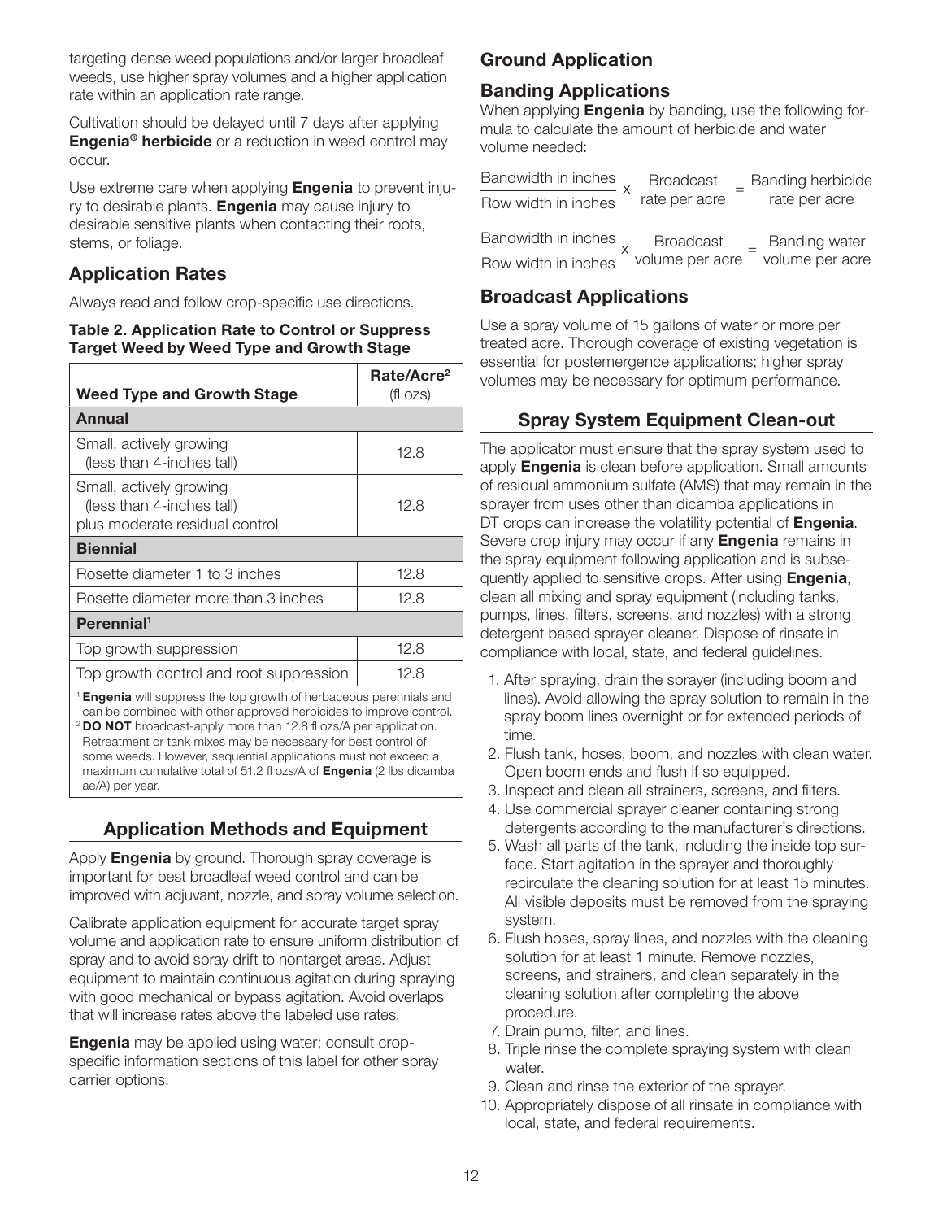targeting dense weed populations and/or larger broadleaf weeds, use higher spray volumes and a higher application rate within an application rate range.

Cultivation should be delayed until 7 days after applying **Engenia® herbicide** or a reduction in weed control may occur.

Use extreme care when applying **Engenia** to prevent injury to desirable plants. **Engenia** may cause injury to desirable sensitive plants when contacting their roots, stems, or foliage.

## Application Rates

Always read and follow crop-specific use directions.

**Table 2. Application Rate to Control or Suppress Target Weed by Weed Type and Growth Stage**

| Weed Type and Growth Stage | Rate/Acre[2] (fl ozs) |
|---|---|
| **Annual** | |
| Small, actively growing (less than 4-inches tall) | 12.8 |
| Small, actively growing (less than 4-inches tall) plus moderate residual control | 12.8 |
| **Biennial** | |
| Rosette diameter 1 to 3 inches | 12.8 |
| Rosette diameter more than 3 inches | 12.8 |
| **Perennial[1]** | |
| Top growth suppression | 12.8 |
| Top growth control and root suppression | 12.8 |

[1] **Engenia** will suppress the top growth of herbaceous perennials and can be combined with other approved herbicides to improve control.
[2] **DO NOT** broadcast-apply more than 12.8 fl ozs/A per application. Retreatment or tank mixes may be necessary for best control of some weeds. However, sequential applications must not exceed a maximum cumulative total of 51.2 fl ozs/A of **Engenia** (2 lbs dicamba ae/A) per year.

## Application Methods and Equipment

Apply **Engenia** by ground. Thorough spray coverage is important for best broadleaf weed control and can be improved with adjuvant, nozzle, and spray volume selection.

Calibrate application equipment for accurate target spray volume and application rate to ensure uniform distribution of spray and to avoid spray drift to nontarget areas. Adjust equipment to maintain continuous agitation during spraying with good mechanical or bypass agitation. Avoid overlaps that will increase rates above the labeled use rates.

**Engenia** may be applied using water; consult crop-specific information sections of this label for other spray carrier options.

## Ground Application

## Banding Applications

When applying **Engenia** by banding, use the following formula to calculate the amount of herbicide and water volume needed:

$$\frac{\text{Bandwidth in inches}}{\text{Row width in inches}} \times \text{Broadcast rate per acre} = \text{Banding herbicide rate per acre}$$

$$\frac{\text{Bandwidth in inches}}{\text{Row width in inches}} \times \text{Broadcast volume per acre} = \text{Banding water volume per acre}$$

## Broadcast Applications

Use a spray volume of 15 gallons of water or more per treated acre. Thorough coverage of existing vegetation is essential for postemergence applications; higher spray volumes may be necessary for optimum performance.

## Spray System Equipment Clean-out

The applicator must ensure that the spray system used to apply **Engenia** is clean before application. Small amounts of residual ammonium sulfate (AMS) that may remain in the sprayer from uses other than dicamba applications in DT crops can increase the volatility potential of **Engenia**. Severe crop injury may occur if any **Engenia** remains in the spray equipment following application and is subsequently applied to sensitive crops. After using **Engenia**, clean all mixing and spray equipment (including tanks, pumps, lines, filters, screens, and nozzles) with a strong detergent based sprayer cleaner. Dispose of rinsate in compliance with local, state, and federal guidelines.

1. After spraying, drain the sprayer (including boom and lines). Avoid allowing the spray solution to remain in the spray boom lines overnight or for extended periods of time.
2. Flush tank, hoses, boom, and nozzles with clean water. Open boom ends and flush if so equipped.
3. Inspect and clean all strainers, screens, and filters.
4. Use commercial sprayer cleaner containing strong detergents according to the manufacturer's directions.
5. Wash all parts of the tank, including the inside top surface. Start agitation in the sprayer and thoroughly recirculate the cleaning solution for at least 15 minutes. All visible deposits must be removed from the spraying system.
6. Flush hoses, spray lines, and nozzles with the cleaning solution for at least 1 minute. Remove nozzles, screens, and strainers, and clean separately in the cleaning solution after completing the above procedure.
7. Drain pump, filter, and lines.
8. Triple rinse the complete spraying system with clean water.
9. Clean and rinse the exterior of the sprayer.
10. Appropriately dispose of all rinsate in compliance with local, state, and federal requirements.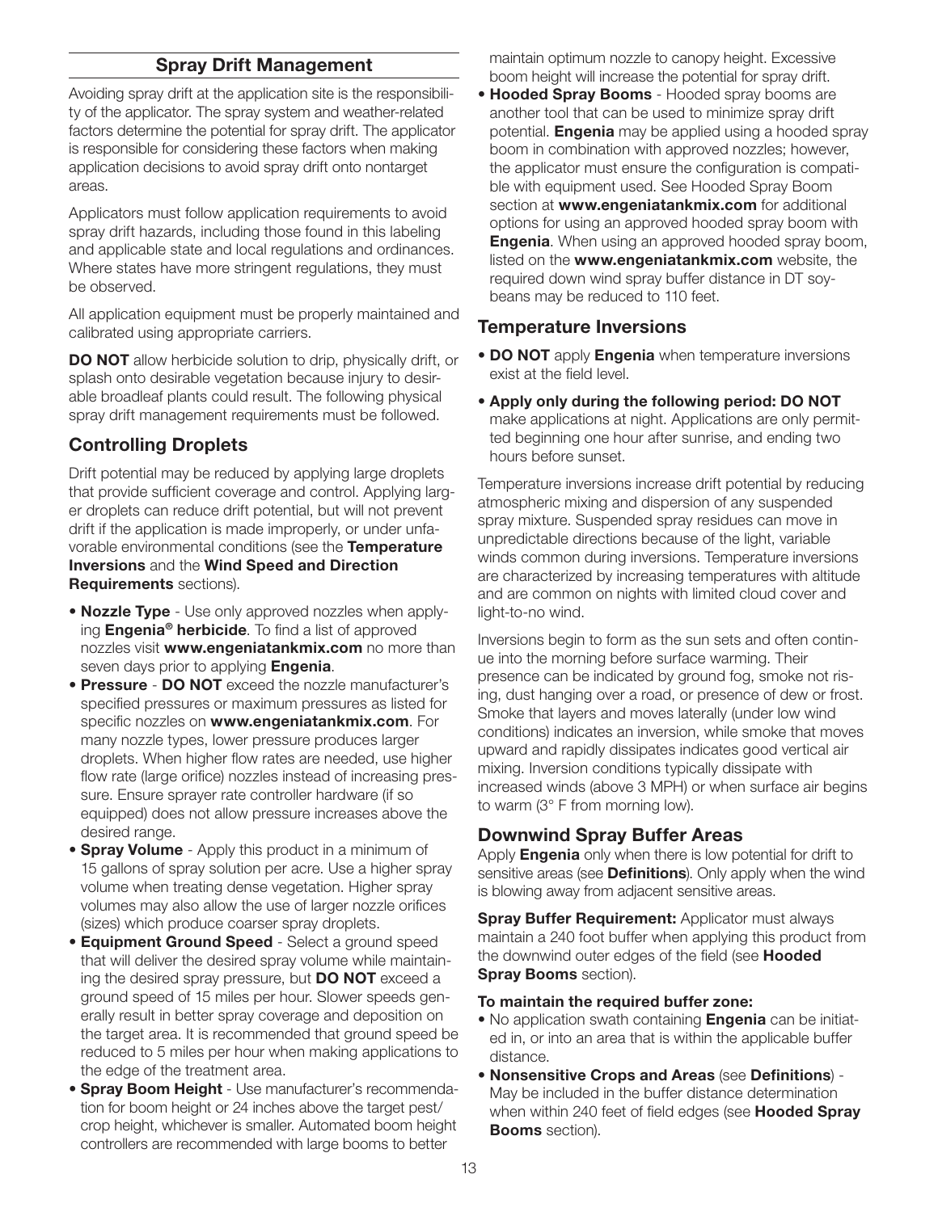## Spray Drift Management

Avoiding spray drift at the application site is the responsibility of the applicator. The spray system and weather-related factors determine the potential for spray drift. The applicator is responsible for considering these factors when making application decisions to avoid spray drift onto nontarget areas.

Applicators must follow application requirements to avoid spray drift hazards, including those found in this labeling and applicable state and local regulations and ordinances. Where states have more stringent regulations, they must be observed.

All application equipment must be properly maintained and calibrated using appropriate carriers.

**DO NOT** allow herbicide solution to drip, physically drift, or splash onto desirable vegetation because injury to desirable broadleaf plants could result. The following physical spray drift management requirements must be followed.

### Controlling Droplets

Drift potential may be reduced by applying large droplets that provide sufficient coverage and control. Applying larger droplets can reduce drift potential, but will not prevent drift if the application is made improperly, or under unfavorable environmental conditions (see the **Temperature Inversions** and the **Wind Speed and Direction Requirements** sections).

- **Nozzle Type** - Use only approved nozzles when applying **Engenia® herbicide**. To find a list of approved nozzles visit **www.engeniatankmix.com** no more than seven days prior to applying **Engenia**.
- **Pressure** - **DO NOT** exceed the nozzle manufacturer's specified pressures or maximum pressures as listed for specific nozzles on **www.engeniatankmix.com**. For many nozzle types, lower pressure produces larger droplets. When higher flow rates are needed, use higher flow rate (large orifice) nozzles instead of increasing pressure. Ensure sprayer rate controller hardware (if so equipped) does not allow pressure increases above the desired range.
- **Spray Volume** - Apply this product in a minimum of 15 gallons of spray solution per acre. Use a higher spray volume when treating dense vegetation. Higher spray volumes may also allow the use of larger nozzle orifices (sizes) which produce coarser spray droplets.
- **Equipment Ground Speed** - Select a ground speed that will deliver the desired spray volume while maintaining the desired spray pressure, but **DO NOT** exceed a ground speed of 15 miles per hour. Slower speeds generally result in better spray coverage and deposition on the target area. It is recommended that ground speed be reduced to 5 miles per hour when making applications to the edge of the treatment area.
- **Spray Boom Height** - Use manufacturer's recommendation for boom height or 24 inches above the target pest/crop height, whichever is smaller. Automated boom height controllers are recommended with large booms to better maintain optimum nozzle to canopy height. Excessive boom height will increase the potential for spray drift.
- **Hooded Spray Booms** - Hooded spray booms are another tool that can be used to minimize spray drift potential. **Engenia** may be applied using a hooded spray boom in combination with approved nozzles; however, the applicator must ensure the configuration is compatible with equipment used. See Hooded Spray Boom section at **www.engeniatankmix.com** for additional options for using an approved hooded spray boom with **Engenia**. When using an approved hooded spray boom, listed on the **www.engeniatankmix.com** website, the required down wind spray buffer distance in DT soybeans may be reduced to 110 feet.

### Temperature Inversions

- **DO NOT** apply **Engenia** when temperature inversions exist at the field level.
- **Apply only during the following period: DO NOT** make applications at night. Applications are only permitted beginning one hour after sunrise, and ending two hours before sunset.

Temperature inversions increase drift potential by reducing atmospheric mixing and dispersion of any suspended spray mixture. Suspended spray residues can move in unpredictable directions because of the light, variable winds common during inversions. Temperature inversions are characterized by increasing temperatures with altitude and are common on nights with limited cloud cover and light-to-no wind.

Inversions begin to form as the sun sets and often continue into the morning before surface warming. Their presence can be indicated by ground fog, smoke not rising, dust hanging over a road, or presence of dew or frost. Smoke that layers and moves laterally (under low wind conditions) indicates an inversion, while smoke that moves upward and rapidly dissipates indicates good vertical air mixing. Inversion conditions typically dissipate with increased winds (above 3 MPH) or when surface air begins to warm (3° F from morning low).

### Downwind Spray Buffer Areas

Apply **Engenia** only when there is low potential for drift to sensitive areas (see **Definitions**). Only apply when the wind is blowing away from adjacent sensitive areas.

**Spray Buffer Requirement:** Applicator must always maintain a 240 foot buffer when applying this product from the downwind outer edges of the field (see **Hooded Spray Booms** section).

**To maintain the required buffer zone:**

- No application swath containing **Engenia** can be initiated in, or into an area that is within the applicable buffer distance.
- **Nonsensitive Crops and Areas** (see **Definitions**) - May be included in the buffer distance determination when within 240 feet of field edges (see **Hooded Spray Booms** section).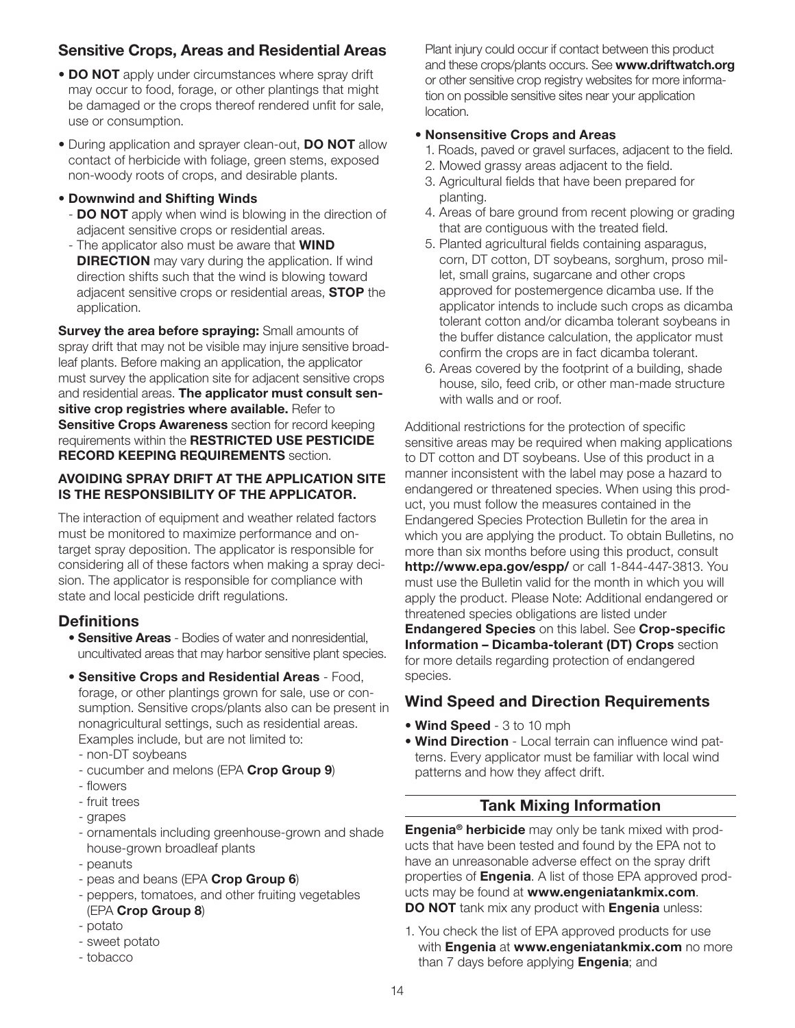## Sensitive Crops, Areas and Residential Areas

- **DO NOT** apply under circumstances where spray drift may occur to food, forage, or other plantings that might be damaged or the crops thereof rendered unfit for sale, use or consumption.
- During application and sprayer clean-out, **DO NOT** allow contact of herbicide with foliage, green stems, exposed non-woody roots of crops, and desirable plants.
- **Downwind and Shifting Winds**
  - **DO NOT** apply when wind is blowing in the direction of adjacent sensitive crops or residential areas.
  - The applicator also must be aware that **WIND DIRECTION** may vary during the application. If wind direction shifts such that the wind is blowing toward adjacent sensitive crops or residential areas, **STOP** the application.

**Survey the area before spraying:** Small amounts of spray drift that may not be visible may injure sensitive broadleaf plants. Before making an application, the applicator must survey the application site for adjacent sensitive crops and residential areas. **The applicator must consult sensitive crop registries where available.** Refer to **Sensitive Crops Awareness** section for record keeping requirements within the **RESTRICTED USE PESTICIDE RECORD KEEPING REQUIREMENTS** section.

### AVOIDING SPRAY DRIFT AT THE APPLICATION SITE IS THE RESPONSIBILITY OF THE APPLICATOR.

The interaction of equipment and weather related factors must be monitored to maximize performance and on-target spray deposition. The applicator is responsible for considering all of these factors when making a spray decision. The applicator is responsible for compliance with state and local pesticide drift regulations.

## Definitions

- **Sensitive Areas** - Bodies of water and nonresidential, uncultivated areas that may harbor sensitive plant species.
- **Sensitive Crops and Residential Areas** - Food, forage, or other plantings grown for sale, use or consumption. Sensitive crops/plants also can be present in nonagricultural settings, such as residential areas. Examples include, but are not limited to:
  - non-DT soybeans
  - cucumber and melons (EPA **Crop Group 9**)
  - flowers
  - fruit trees
  - grapes
  - ornamentals including greenhouse-grown and shade house-grown broadleaf plants
  - peanuts
  - peas and beans (EPA **Crop Group 6**)
  - peppers, tomatoes, and other fruiting vegetables (EPA **Crop Group 8**)
  - potato
  - sweet potato
  - tobacco

  Plant injury could occur if contact between this product and these crops/plants occurs. See **www.driftwatch.org** or other sensitive crop registry websites for more information on possible sensitive sites near your application location.
- **Nonsensitive Crops and Areas**
  1. Roads, paved or gravel surfaces, adjacent to the field.
  2. Mowed grassy areas adjacent to the field.
  3. Agricultural fields that have been prepared for planting.
  4. Areas of bare ground from recent plowing or grading that are contiguous with the treated field.
  5. Planted agricultural fields containing asparagus, corn, DT cotton, DT soybeans, sorghum, proso millet, small grains, sugarcane and other crops approved for postemergence dicamba use. If the applicator intends to include such crops as dicamba tolerant cotton and/or dicamba tolerant soybeans in the buffer distance calculation, the applicator must confirm the crops are in fact dicamba tolerant.
  6. Areas covered by the footprint of a building, shade house, silo, feed crib, or other man-made structure with walls and or roof.

Additional restrictions for the protection of specific sensitive areas may be required when making applications to DT cotton and DT soybeans. Use of this product in a manner inconsistent with the label may pose a hazard to endangered or threatened species. When using this product, you must follow the measures contained in the Endangered Species Protection Bulletin for the area in which you are applying the product. To obtain Bulletins, no more than six months before using this product, consult **http://www.epa.gov/espp/** or call 1-844-447-3813. You must use the Bulletin valid for the month in which you will apply the product. Please Note: Additional endangered or threatened species obligations are listed under **Endangered Species** on this label. See **Crop-specific Information – Dicamba-tolerant (DT) Crops** section for more details regarding protection of endangered species.

## Wind Speed and Direction Requirements

- **Wind Speed** - 3 to 10 mph
- **Wind Direction** - Local terrain can influence wind patterns. Every applicator must be familiar with local wind patterns and how they affect drift.

## Tank Mixing Information

**Engenia® herbicide** may only be tank mixed with products that have been tested and found by the EPA not to have an unreasonable adverse effect on the spray drift properties of **Engenia**. A list of those EPA approved products may be found at **www.engeniatankmix.com**. **DO NOT** tank mix any product with **Engenia** unless:

1. You check the list of EPA approved products for use with **Engenia** at **www.engeniatankmix.com** no more than 7 days before applying **Engenia**; and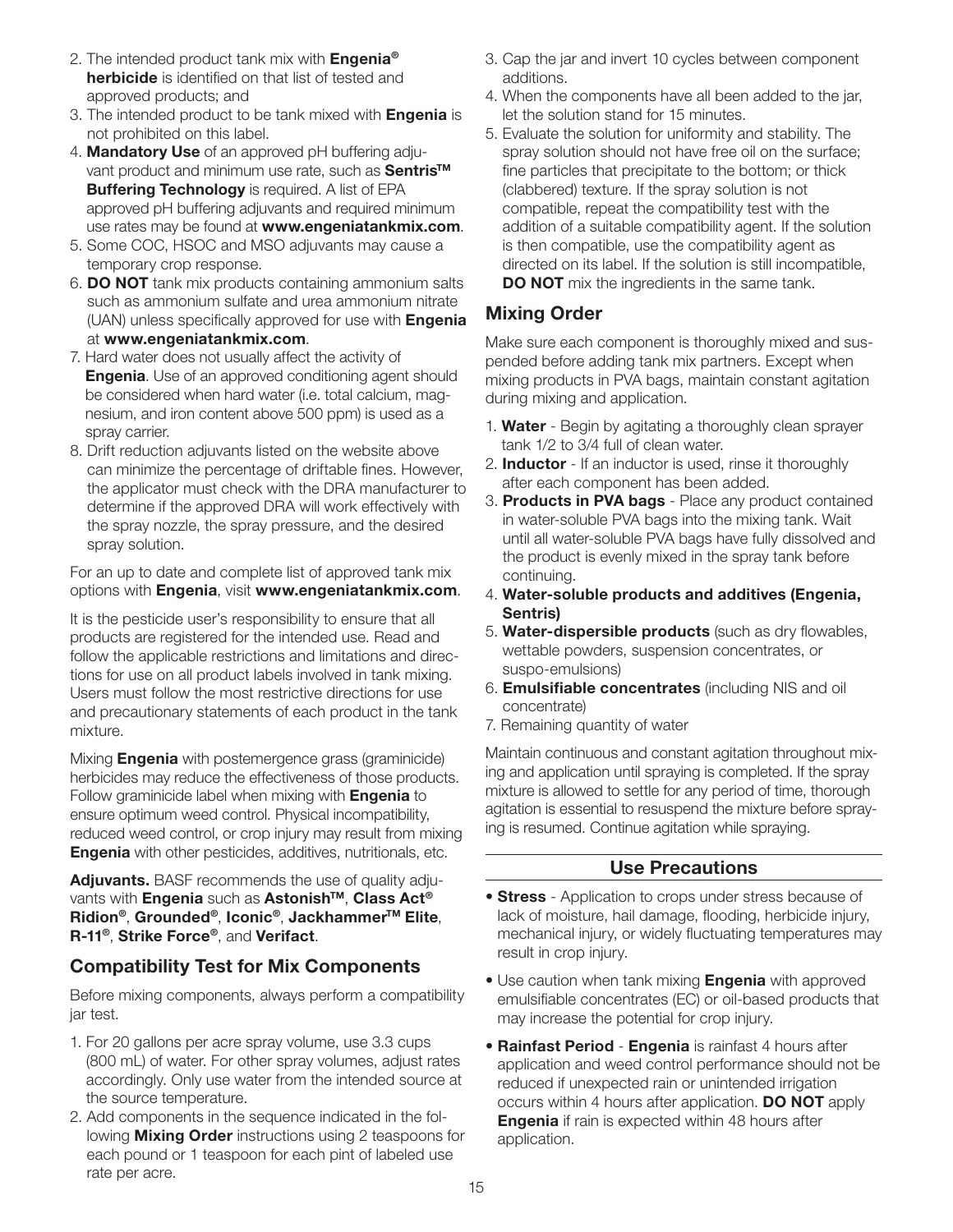2. The intended product tank mix with **Engenia® herbicide** is identified on that list of tested and approved products; and
3. The intended product to be tank mixed with **Engenia** is not prohibited on this label.
4. **Mandatory Use** of an approved pH buffering adjuvant product and minimum use rate, such as **Sentris™ Buffering Technology** is required. A list of EPA approved pH buffering adjuvants and required minimum use rates may be found at **www.engeniatankmix.com**.
5. Some COC, HSOC and MSO adjuvants may cause a temporary crop response.
6. **DO NOT** tank mix products containing ammonium salts such as ammonium sulfate and urea ammonium nitrate (UAN) unless specifically approved for use with **Engenia** at **www.engeniatankmix.com**.
7. Hard water does not usually affect the activity of **Engenia**. Use of an approved conditioning agent should be considered when hard water (i.e. total calcium, magnesium, and iron content above 500 ppm) is used as a spray carrier.
8. Drift reduction adjuvants listed on the website above can minimize the percentage of driftable fines. However, the applicator must check with the DRA manufacturer to determine if the approved DRA will work effectively with the spray nozzle, the spray pressure, and the desired spray solution.

For an up to date and complete list of approved tank mix options with **Engenia**, visit **www.engeniatankmix.com**.

It is the pesticide user's responsibility to ensure that all products are registered for the intended use. Read and follow the applicable restrictions and limitations and directions for use on all product labels involved in tank mixing. Users must follow the most restrictive directions for use and precautionary statements of each product in the tank mixture.

Mixing **Engenia** with postemergence grass (graminicide) herbicides may reduce the effectiveness of those products. Follow graminicide label when mixing with **Engenia** to ensure optimum weed control. Physical incompatibility, reduced weed control, or crop injury may result from mixing **Engenia** with other pesticides, additives, nutritionals, etc.

**Adjuvants.** BASF recommends the use of quality adjuvants with **Engenia** such as **Astonish™**, **Class Act® Ridion®**, **Grounded®**, **Iconic®**, **Jackhammer™ Elite**, **R-11®**, **Strike Force®**, and **Verifact**.

## Compatibility Test for Mix Components

Before mixing components, always perform a compatibility jar test.

1. For 20 gallons per acre spray volume, use 3.3 cups (800 mL) of water. For other spray volumes, adjust rates accordingly. Only use water from the intended source at the source temperature.
2. Add components in the sequence indicated in the following **Mixing Order** instructions using 2 teaspoons for each pound or 1 teaspoon for each pint of labeled use rate per acre.
3. Cap the jar and invert 10 cycles between component additions.
4. When the components have all been added to the jar, let the solution stand for 15 minutes.
5. Evaluate the solution for uniformity and stability. The spray solution should not have free oil on the surface; fine particles that precipitate to the bottom; or thick (clabbered) texture. If the spray solution is not compatible, repeat the compatibility test with the addition of a suitable compatibility agent. If the solution is then compatible, use the compatibility agent as directed on its label. If the solution is still incompatible, **DO NOT** mix the ingredients in the same tank.

## Mixing Order

Make sure each component is thoroughly mixed and suspended before adding tank mix partners. Except when mixing products in PVA bags, maintain constant agitation during mixing and application.

1. **Water** - Begin by agitating a thoroughly clean sprayer tank 1/2 to 3/4 full of clean water.
2. **Inductor** - If an inductor is used, rinse it thoroughly after each component has been added.
3. **Products in PVA bags** - Place any product contained in water-soluble PVA bags into the mixing tank. Wait until all water-soluble PVA bags have fully dissolved and the product is evenly mixed in the spray tank before continuing.
4. **Water-soluble products and additives (Engenia, Sentris)**
5. **Water-dispersible products** (such as dry flowables, wettable powders, suspension concentrates, or suspo-emulsions)
6. **Emulsifiable concentrates** (including NIS and oil concentrate)
7. Remaining quantity of water

Maintain continuous and constant agitation throughout mixing and application until spraying is completed. If the spray mixture is allowed to settle for any period of time, thorough agitation is essential to resuspend the mixture before spraying is resumed. Continue agitation while spraying.

## Use Precautions

- **Stress** - Application to crops under stress because of lack of moisture, hail damage, flooding, herbicide injury, mechanical injury, or widely fluctuating temperatures may result in crop injury.
- Use caution when tank mixing **Engenia** with approved emulsifiable concentrates (EC) or oil-based products that may increase the potential for crop injury.
- **Rainfast Period** - **Engenia** is rainfast 4 hours after application and weed control performance should not be reduced if unexpected rain or unintended irrigation occurs within 4 hours after application. **DO NOT** apply **Engenia** if rain is expected within 48 hours after application.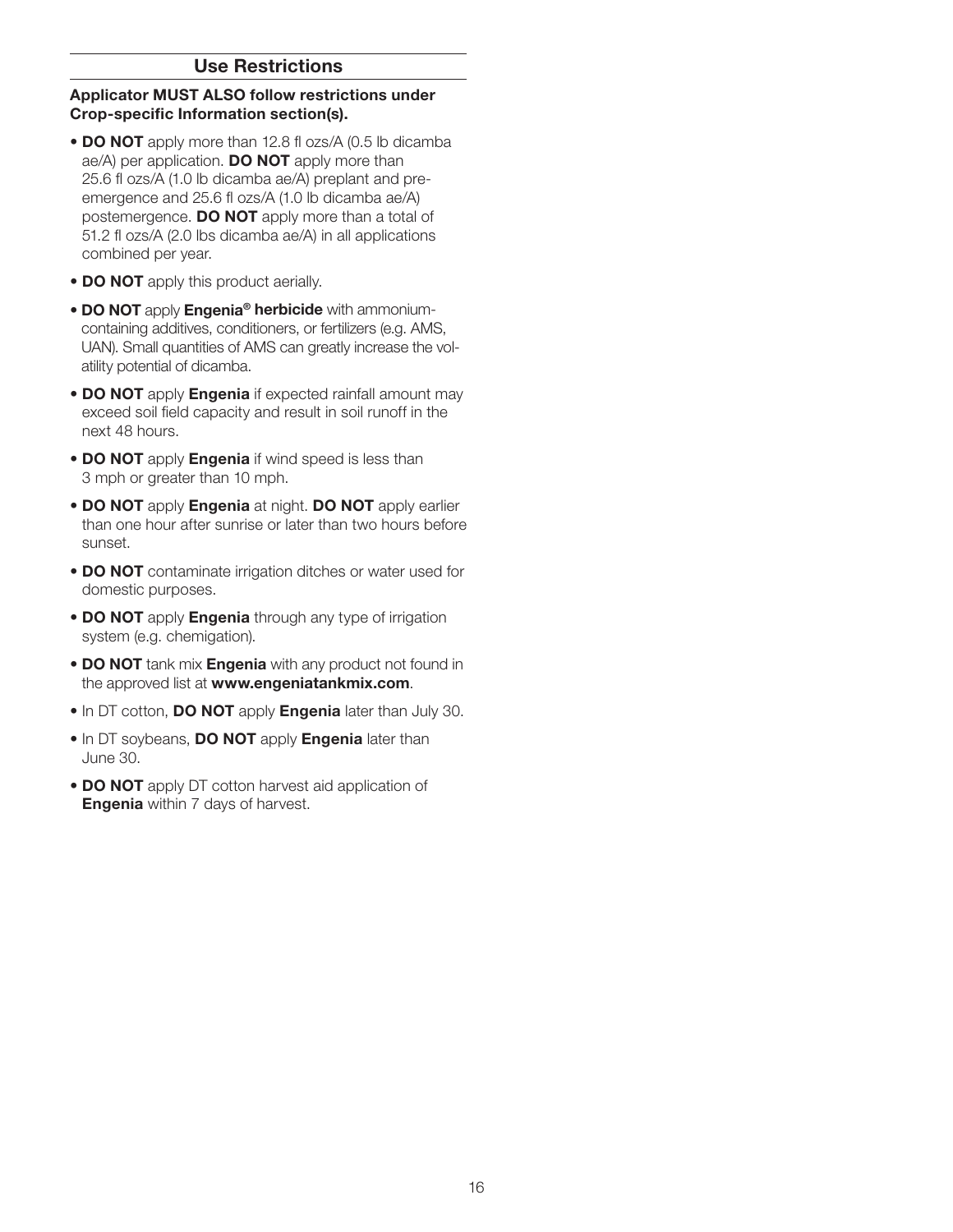## Use Restrictions

**Applicator MUST ALSO follow restrictions under Crop-specific Information section(s).**

- **DO NOT** apply more than 12.8 fl ozs/A (0.5 lb dicamba ae/A) per application. **DO NOT** apply more than 25.6 fl ozs/A (1.0 lb dicamba ae/A) preplant and pre-emergence and 25.6 fl ozs/A (1.0 lb dicamba ae/A) postemergence. **DO NOT** apply more than a total of 51.2 fl ozs/A (2.0 lbs dicamba ae/A) in all applications combined per year.
- **DO NOT** apply this product aerially.
- **DO NOT** apply **Engenia® herbicide** with ammonium-containing additives, conditioners, or fertilizers (e.g. AMS, UAN). Small quantities of AMS can greatly increase the volatility potential of dicamba.
- **DO NOT** apply **Engenia** if expected rainfall amount may exceed soil field capacity and result in soil runoff in the next 48 hours.
- **DO NOT** apply **Engenia** if wind speed is less than 3 mph or greater than 10 mph.
- **DO NOT** apply **Engenia** at night. **DO NOT** apply earlier than one hour after sunrise or later than two hours before sunset.
- **DO NOT** contaminate irrigation ditches or water used for domestic purposes.
- **DO NOT** apply **Engenia** through any type of irrigation system (e.g. chemigation).
- **DO NOT** tank mix **Engenia** with any product not found in the approved list at **www.engeniatankmix.com**.
- In DT cotton, **DO NOT** apply **Engenia** later than July 30.
- In DT soybeans, **DO NOT** apply **Engenia** later than June 30.
- **DO NOT** apply DT cotton harvest aid application of **Engenia** within 7 days of harvest.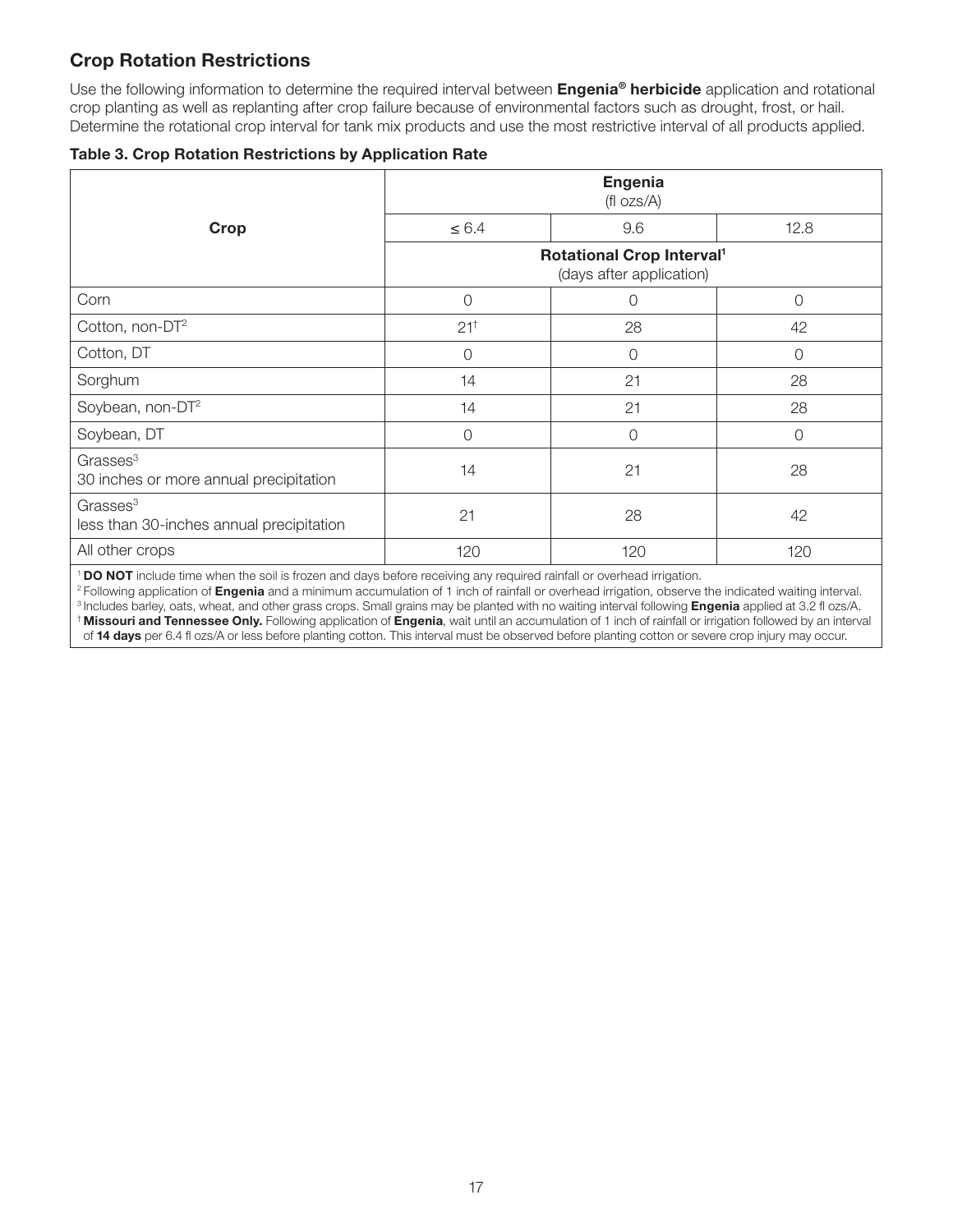## Crop Rotation Restrictions

Use the following information to determine the required interval between **Engenia® herbicide** application and rotational crop planting as well as replanting after crop failure because of environmental factors such as drought, frost, or hail. Determine the rotational crop interval for tank mix products and use the most restrictive interval of all products applied.

**Table 3. Crop Rotation Restrictions by Application Rate**

| Crop | Engenia (fl ozs/A) | | |
|---|---|---|---|
| | ≤ 6.4 | 9.6 | 12.8 |
| | Rotational Crop Interval[1] (days after application) | | |
| Corn | 0 | 0 | 0 |
| Cotton, non-DT[2] | 21[†] | 28 | 42 |
| Cotton, DT | 0 | 0 | 0 |
| Sorghum | 14 | 21 | 28 |
| Soybean, non-DT[2] | 14 | 21 | 28 |
| Soybean, DT | 0 | 0 | 0 |
| Grasses[3] 30 inches or more annual precipitation | 14 | 21 | 28 |
| Grasses[3] less than 30-inches annual precipitation | 21 | 28 | 42 |
| All other crops | 120 | 120 | 120 |

[1] **DO NOT** include time when the soil is frozen and days before receiving any required rainfall or overhead irrigation.
[2] Following application of **Engenia** and a minimum accumulation of 1 inch of rainfall or overhead irrigation, observe the indicated waiting interval.
[3] Includes barley, oats, wheat, and other grass crops. Small grains may be planted with no waiting interval following **Engenia** applied at 3.2 fl ozs/A.
[†] **Missouri and Tennessee Only.** Following application of **Engenia**, wait until an accumulation of 1 inch of rainfall or irrigation followed by an interval of **14 days** per 6.4 fl ozs/A or less before planting cotton. This interval must be observed before planting cotton or severe crop injury may occur.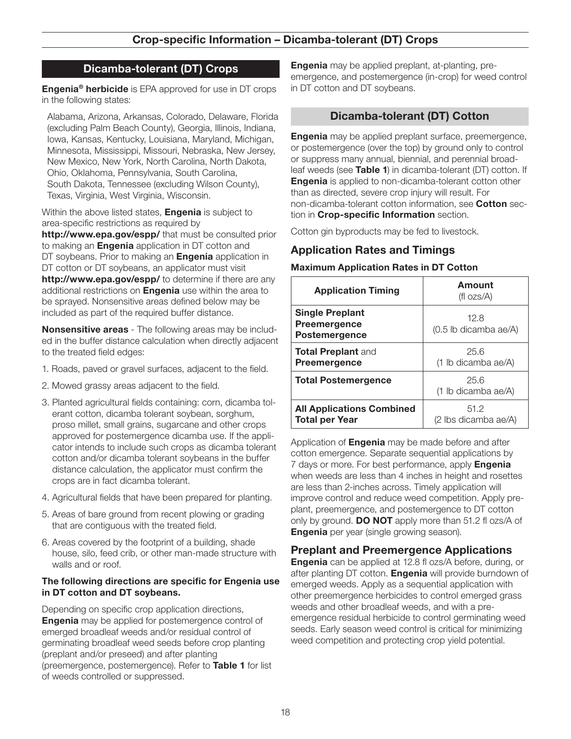## Crop-specific Information – Dicamba-tolerant (DT) Crops

## Dicamba-tolerant (DT) Crops

**Engenia® herbicide** is EPA approved for use in DT crops in the following states:

Alabama, Arizona, Arkansas, Colorado, Delaware, Florida (excluding Palm Beach County), Georgia, Illinois, Indiana, Iowa, Kansas, Kentucky, Louisiana, Maryland, Michigan, Minnesota, Mississippi, Missouri, Nebraska, New Jersey, New Mexico, New York, North Carolina, North Dakota, Ohio, Oklahoma, Pennsylvania, South Carolina, South Dakota, Tennessee (excluding Wilson County), Texas, Virginia, West Virginia, Wisconsin.

Within the above listed states, **Engenia** is subject to area-specific restrictions as required by **http://www.epa.gov/espp/** that must be consulted prior to making an **Engenia** application in DT cotton and DT soybeans. Prior to making an **Engenia** application in DT cotton or DT soybeans, an applicator must visit **http://www.epa.gov/espp/** to determine if there are any additional restrictions on **Engenia** use within the area to be sprayed. Nonsensitive areas defined below may be included as part of the required buffer distance.

**Nonsensitive areas** - The following areas may be included in the buffer distance calculation when directly adjacent to the treated field edges:

1. Roads, paved or gravel surfaces, adjacent to the field.
2. Mowed grassy areas adjacent to the field.
3. Planted agricultural fields containing: corn, dicamba tolerant cotton, dicamba tolerant soybean, sorghum, proso millet, small grains, sugarcane and other crops approved for postemergence dicamba use. If the applicator intends to include such crops as dicamba tolerant cotton and/or dicamba tolerant soybeans in the buffer distance calculation, the applicator must confirm the crops are in fact dicamba tolerant.
4. Agricultural fields that have been prepared for planting.
5. Areas of bare ground from recent plowing or grading that are contiguous with the treated field.
6. Areas covered by the footprint of a building, shade house, silo, feed crib, or other man-made structure with walls and or roof.

**The following directions are specific for Engenia use in DT cotton and DT soybeans.**

Depending on specific crop application directions, **Engenia** may be applied for postemergence control of emerged broadleaf weeds and/or residual control of germinating broadleaf weed seeds before crop planting (preplant and/or preseed) and after planting (preemergence, postemergence). Refer to **Table 1** for list of weeds controlled or suppressed.

**Engenia** may be applied preplant, at-planting, preemergence, and postemergence (in-crop) for weed control in DT cotton and DT soybeans.

## Dicamba-tolerant (DT) Cotton

**Engenia** may be applied preplant surface, preemergence, or postemergence (over the top) by ground only to control or suppress many annual, biennial, and perennial broadleaf weeds (see **Table 1**) in dicamba-tolerant (DT) cotton. If **Engenia** is applied to non-dicamba-tolerant cotton other than as directed, severe crop injury will result. For non-dicamba-tolerant cotton information, see **Cotton** section in **Crop-specific Information** section.

Cotton gin byproducts may be fed to livestock.

### Application Rates and Timings

**Maximum Application Rates in DT Cotton**

| Application Timing | Amount (fl ozs/A) |
|---|---|
| **Single Preplant Preemergence Postemergence** | 12.8 (0.5 lb dicamba ae/A) |
| **Total Preplant** and **Preemergence** | 25.6 (1 lb dicamba ae/A) |
| **Total Postemergence** | 25.6 (1 lb dicamba ae/A) |
| **All Applications Combined Total per Year** | 51.2 (2 lbs dicamba ae/A) |

Application of **Engenia** may be made before and after cotton emergence. Separate sequential applications by 7 days or more. For best performance, apply **Engenia** when weeds are less than 4 inches in height and rosettes are less than 2-inches across. Timely application will improve control and reduce weed competition. Apply preplant, preemergence, and postemergence to DT cotton only by ground. **DO NOT** apply more than 51.2 fl ozs/A of **Engenia** per year (single growing season).

### Preplant and Preemergence Applications

**Engenia** can be applied at 12.8 fl ozs/A before, during, or after planting DT cotton. **Engenia** will provide burndown of emerged weeds. Apply as a sequential application with other preemergence herbicides to control emerged grass weeds and other broadleaf weeds, and with a preemergence residual herbicide to control germinating weed seeds. Early season weed control is critical for minimizing weed competition and protecting crop yield potential.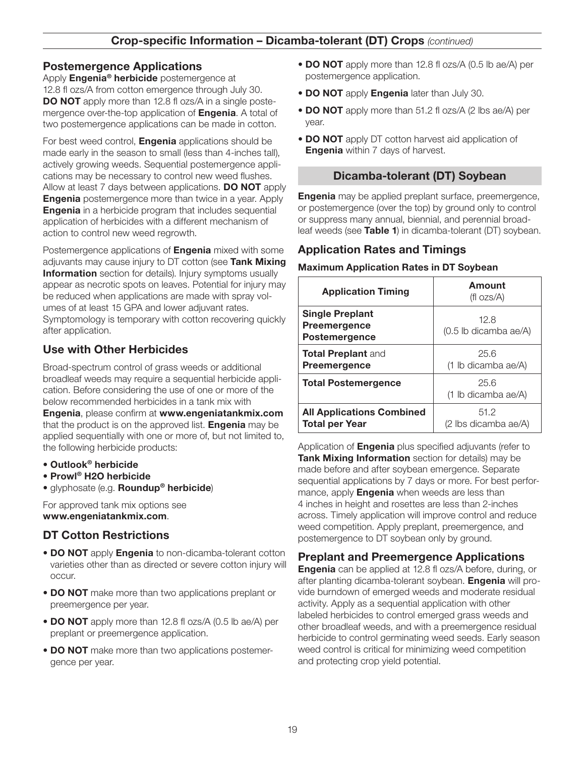## Crop-specific Information – Dicamba-tolerant (DT) Crops *(continued)*

### Postemergence Applications

Apply **Engenia® herbicide** postemergence at 12.8 fl ozs/A from cotton emergence through July 30. **DO NOT** apply more than 12.8 fl ozs/A in a single postemergence over-the-top application of **Engenia**. A total of two postemergence applications can be made in cotton.

For best weed control, **Engenia** applications should be made early in the season to small (less than 4-inches tall), actively growing weeds. Sequential postemergence applications may be necessary to control new weed flushes. Allow at least 7 days between applications. **DO NOT** apply **Engenia** postemergence more than twice in a year. Apply **Engenia** in a herbicide program that includes sequential application of herbicides with a different mechanism of action to control new weed regrowth.

Postemergence applications of **Engenia** mixed with some adjuvants may cause injury to DT cotton (see **Tank Mixing Information** section for details). Injury symptoms usually appear as necrotic spots on leaves. Potential for injury may be reduced when applications are made with spray volumes of at least 15 GPA and lower adjuvant rates. Symptomology is temporary with cotton recovering quickly after application.

### Use with Other Herbicides

Broad-spectrum control of grass weeds or additional broadleaf weeds may require a sequential herbicide application. Before considering the use of one or more of the below recommended herbicides in a tank mix with **Engenia**, please confirm at **www.engeniatankmix.com** that the product is on the approved list. **Engenia** may be applied sequentially with one or more of, but not limited to, the following herbicide products:

- **Outlook® herbicide**
- **Prowl® H2O herbicide**
- glyphosate (e.g. **Roundup® herbicide**)

For approved tank mix options see **www.engeniatankmix.com**.

### DT Cotton Restrictions

- **DO NOT** apply **Engenia** to non-dicamba-tolerant cotton varieties other than as directed or severe cotton injury will occur.
- **DO NOT** make more than two applications preplant or preemergence per year.
- **DO NOT** apply more than 12.8 fl ozs/A (0.5 lb ae/A) per preplant or preemergence application.
- **DO NOT** make more than two applications postemergence per year.
- **DO NOT** apply more than 12.8 fl ozs/A (0.5 lb ae/A) per postemergence application.
- **DO NOT** apply **Engenia** later than July 30.
- **DO NOT** apply more than 51.2 fl ozs/A (2 lbs ae/A) per year.
- **DO NOT** apply DT cotton harvest aid application of **Engenia** within 7 days of harvest.

## Dicamba-tolerant (DT) Soybean

**Engenia** may be applied preplant surface, preemergence, or postemergence (over the top) by ground only to control or suppress many annual, biennial, and perennial broadleaf weeds (see **Table 1**) in dicamba-tolerant (DT) soybean.

### Application Rates and Timings

**Maximum Application Rates in DT Soybean**

| Application Timing | Amount (fl ozs/A) |
|---|---|
| **Single Preplant Preemergence Postemergence** | 12.8 (0.5 lb dicamba ae/A) |
| **Total Preplant** and **Preemergence** | 25.6 (1 lb dicamba ae/A) |
| **Total Postemergence** | 25.6 (1 lb dicamba ae/A) |
| **All Applications Combined Total per Year** | 51.2 (2 lbs dicamba ae/A) |

Application of **Engenia** plus specified adjuvants (refer to **Tank Mixing Information** section for details) may be made before and after soybean emergence. Separate sequential applications by 7 days or more. For best performance, apply **Engenia** when weeds are less than 4 inches in height and rosettes are less than 2-inches across. Timely application will improve control and reduce weed competition. Apply preplant, preemergence, and postemergence to DT soybean only by ground.

### Preplant and Preemergence Applications

**Engenia** can be applied at 12.8 fl ozs/A before, during, or after planting dicamba-tolerant soybean. **Engenia** will provide burndown of emerged weeds and moderate residual activity. Apply as a sequential application with other labeled herbicides to control emerged grass weeds and other broadleaf weeds, and with a preemergence residual herbicide to control germinating weed seeds. Early season weed control is critical for minimizing weed competition and protecting crop yield potential.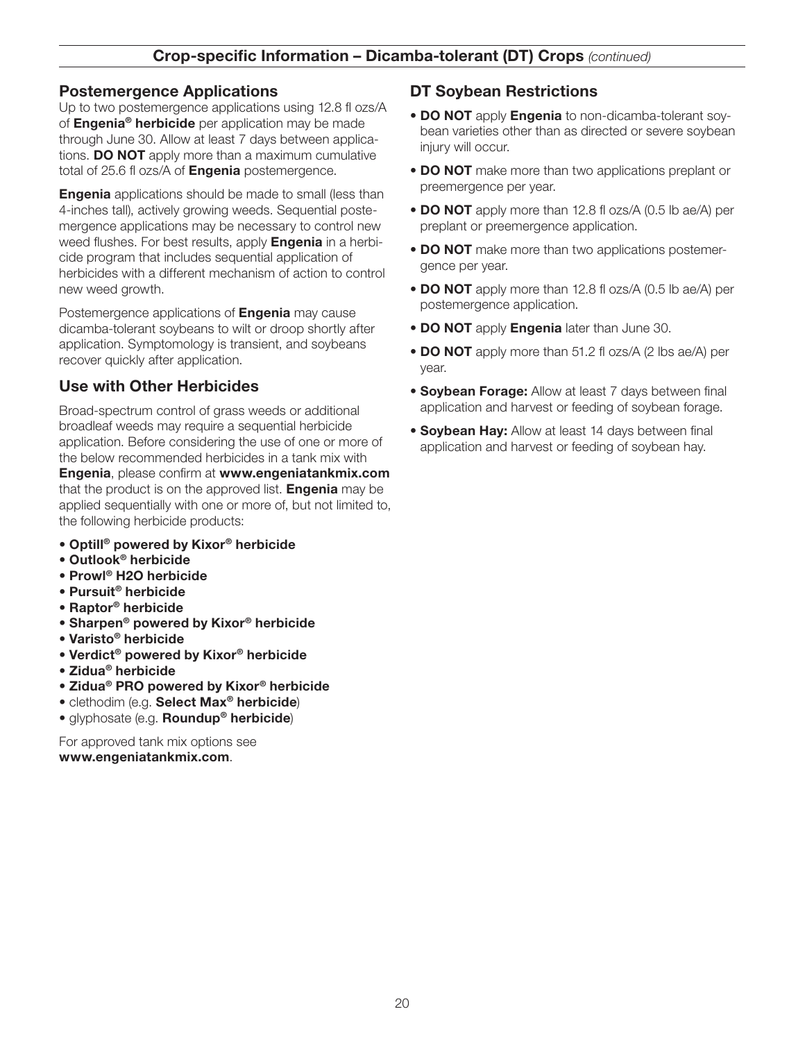## Crop-specific Information – Dicamba-tolerant (DT) Crops *(continued)*

### Postemergence Applications

Up to two postemergence applications using 12.8 fl ozs/A of **Engenia® herbicide** per application may be made through June 30. Allow at least 7 days between applications. **DO NOT** apply more than a maximum cumulative total of 25.6 fl ozs/A of **Engenia** postemergence.

**Engenia** applications should be made to small (less than 4-inches tall), actively growing weeds. Sequential postemergence applications may be necessary to control new weed flushes. For best results, apply **Engenia** in a herbicide program that includes sequential application of herbicides with a different mechanism of action to control new weed growth.

Postemergence applications of **Engenia** may cause dicamba-tolerant soybeans to wilt or droop shortly after application. Symptomology is transient, and soybeans recover quickly after application.

### Use with Other Herbicides

Broad-spectrum control of grass weeds or additional broadleaf weeds may require a sequential herbicide application. Before considering the use of one or more of the below recommended herbicides in a tank mix with **Engenia**, please confirm at **www.engeniatankmix.com** that the product is on the approved list. **Engenia** may be applied sequentially with one or more of, but not limited to, the following herbicide products:

- **Optill® powered by Kixor® herbicide**
- **Outlook® herbicide**
- **Prowl® H2O herbicide**
- **Pursuit® herbicide**
- **Raptor® herbicide**
- **Sharpen® powered by Kixor® herbicide**
- **Varisto® herbicide**
- **Verdict® powered by Kixor® herbicide**
- **Zidua® herbicide**
- **Zidua® PRO powered by Kixor® herbicide**
- clethodim (e.g. **Select Max® herbicide**)
- glyphosate (e.g. **Roundup® herbicide**)

For approved tank mix options see **www.engeniatankmix.com**.

### DT Soybean Restrictions

- **DO NOT** apply **Engenia** to non-dicamba-tolerant soybean varieties other than as directed or severe soybean injury will occur.
- **DO NOT** make more than two applications preplant or preemergence per year.
- **DO NOT** apply more than 12.8 fl ozs/A (0.5 lb ae/A) per preplant or preemergence application.
- **DO NOT** make more than two applications postemergence per year.
- **DO NOT** apply more than 12.8 fl ozs/A (0.5 lb ae/A) per postemergence application.
- **DO NOT** apply **Engenia** later than June 30.
- **DO NOT** apply more than 51.2 fl ozs/A (2 lbs ae/A) per year.
- **Soybean Forage:** Allow at least 7 days between final application and harvest or feeding of soybean forage.
- **Soybean Hay:** Allow at least 14 days between final application and harvest or feeding of soybean hay.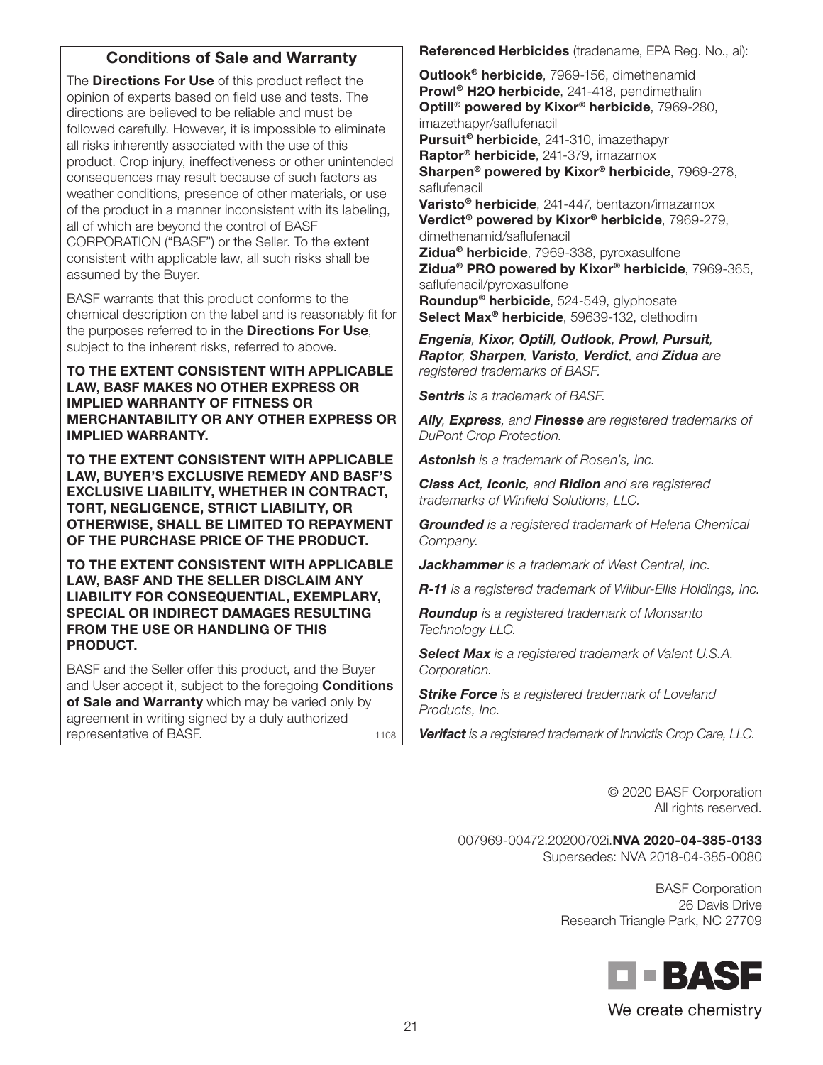## Conditions of Sale and Warranty

The **Directions For Use** of this product reflect the opinion of experts based on field use and tests. The directions are believed to be reliable and must be followed carefully. However, it is impossible to eliminate all risks inherently associated with the use of this product. Crop injury, ineffectiveness or other unintended consequences may result because of such factors as weather conditions, presence of other materials, or use of the product in a manner inconsistent with its labeling, all of which are beyond the control of BASF CORPORATION ("BASF") or the Seller. To the extent consistent with applicable law, all such risks shall be assumed by the Buyer.

BASF warrants that this product conforms to the chemical description on the label and is reasonably fit for the purposes referred to in the **Directions For Use**, subject to the inherent risks, referred to above.

**TO THE EXTENT CONSISTENT WITH APPLICABLE LAW, BASF MAKES NO OTHER EXPRESS OR IMPLIED WARRANTY OF FITNESS OR MERCHANTABILITY OR ANY OTHER EXPRESS OR IMPLIED WARRANTY.**

**TO THE EXTENT CONSISTENT WITH APPLICABLE LAW, BUYER'S EXCLUSIVE REMEDY AND BASF'S EXCLUSIVE LIABILITY, WHETHER IN CONTRACT, TORT, NEGLIGENCE, STRICT LIABILITY, OR OTHERWISE, SHALL BE LIMITED TO REPAYMENT OF THE PURCHASE PRICE OF THE PRODUCT.**

**TO THE EXTENT CONSISTENT WITH APPLICABLE LAW, BASF AND THE SELLER DISCLAIM ANY LIABILITY FOR CONSEQUENTIAL, EXEMPLARY, SPECIAL OR INDIRECT DAMAGES RESULTING FROM THE USE OR HANDLING OF THIS PRODUCT.**

BASF and the Seller offer this product, and the Buyer and User accept it, subject to the foregoing **Conditions of Sale and Warranty** which may be varied only by agreement in writing signed by a duly authorized representative of BASF. 1108

**Referenced Herbicides** (tradename, EPA Reg. No., ai):

**Outlook® herbicide**, 7969-156, dimethenamid
**Prowl® H2O herbicide**, 241-418, pendimethalin
**Optill® powered by Kixor® herbicide**, 7969-280, imazethapyr/saflufenacil
**Pursuit® herbicide**, 241-310, imazethapyr
**Raptor® herbicide**, 241-379, imazamox
**Sharpen® powered by Kixor® herbicide**, 7969-278, saflufenacil
**Varisto® herbicide**, 241-447, bentazon/imazamox
**Verdict® powered by Kixor® herbicide**, 7969-279, dimethenamid/saflufenacil
**Zidua® herbicide**, 7969-338, pyroxasulfone
**Zidua® PRO powered by Kixor® herbicide**, 7969-365, saflufenacil/pyroxasulfone
**Roundup® herbicide**, 524-549, glyphosate
**Select Max® herbicide**, 59639-132, clethodim

***Engenia**, **Kixor**, **Optill**, **Outlook**, **Prowl**, **Pursuit**, **Raptor**, **Sharpen**, **Varisto**, **Verdict**, and **Zidua** are registered trademarks of BASF.*

***Sentris** is a trademark of BASF.*

***Ally**, **Express**, and **Finesse** are registered trademarks of DuPont Crop Protection.*

***Astonish** is a trademark of Rosen's, Inc.*

***Class Act**, **Iconic**, and **Ridion** and are registered trademarks of Winfield Solutions, LLC.*

***Grounded** is a registered trademark of Helena Chemical Company.*

***Jackhammer** is a trademark of West Central, Inc.*

***R-11** is a registered trademark of Wilbur-Ellis Holdings, Inc.*

***Roundup** is a registered trademark of Monsanto Technology LLC.*

***Select Max** is a registered trademark of Valent U.S.A. Corporation.*

***Strike Force** is a registered trademark of Loveland Products, Inc.*

***Verifact** is a registered trademark of Innvictis Crop Care, LLC.*

© 2020 BASF Corporation
All rights reserved.

007969-00472.20200702i.**NVA 2020-04-385-0133**
Supersedes: NVA 2018-04-385-0080

BASF Corporation
26 Davis Drive
Research Triangle Park, NC 27709

BASF
We create chemistry